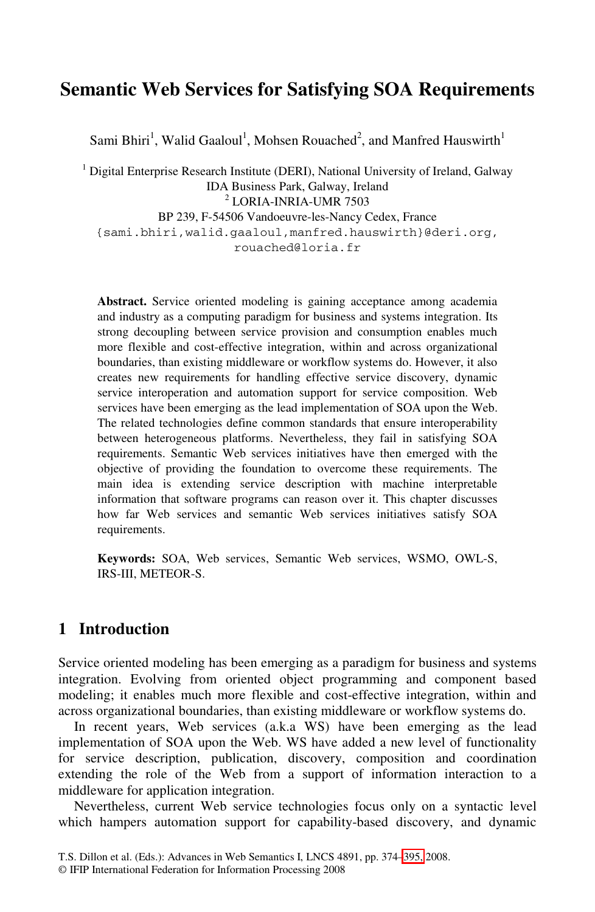# Semantic Web Services for Satisfying SOA Requirements

Sami Bhiri[1], Walid Gaaloul[1], Mohsen Rouached[2], and Manfred Hauswirth[1]

[1] Digital Enterprise Research Institute (DERI), National University of Ireland, Galway
IDA Business Park, Galway, Ireland
[2] LORIA-INRIA-UMR 7503
BP 239, F-54506 Vandoeuvre-les-Nancy Cedex, France
{sami.bhiri,walid.gaaloul,manfred.hauswirth}@deri.org,
rouached@loria.fr

**Abstract.** Service oriented modeling is gaining acceptance among academia and industry as a computing paradigm for business and systems integration. Its strong decoupling between service provision and consumption enables much more flexible and cost-effective integration, within and across organizational boundaries, than existing middleware or workflow systems do. However, it also creates new requirements for handling effective service discovery, dynamic service interoperation and automation support for service composition. Web services have been emerging as the lead implementation of SOA upon the Web. The related technologies define common standards that ensure interoperability between heterogeneous platforms. Nevertheless, they fail in satisfying SOA requirements. Semantic Web services initiatives have then emerged with the objective of providing the foundation to overcome these requirements. The main idea is extending service description with machine interpretable information that software programs can reason over it. This chapter discusses how far Web services and semantic Web services initiatives satisfy SOA requirements.

**Keywords:** SOA, Web services, Semantic Web services, WSMO, OWL-S, IRS-III, METEOR-S.

## 1 Introduction

Service oriented modeling has been emerging as a paradigm for business and systems integration. Evolving from oriented object programming and component based modeling; it enables much more flexible and cost-effective integration, within and across organizational boundaries, than existing middleware or workflow systems do.

In recent years, Web services (a.k.a WS) have been emerging as the lead implementation of SOA upon the Web. WS have added a new level of functionality for service description, publication, discovery, composition and coordination extending the role of the Web from a support of information interaction to a middleware for application integration.

Nevertheless, current Web service technologies focus only on a syntactic level which hampers automation support for capability-based discovery, and dynamic

T.S. Dillon et al. (Eds.): Advances in Web Semantics I, LNCS 4891, pp. 374–395, 2008.
© IFIP International Federation for Information Processing 2008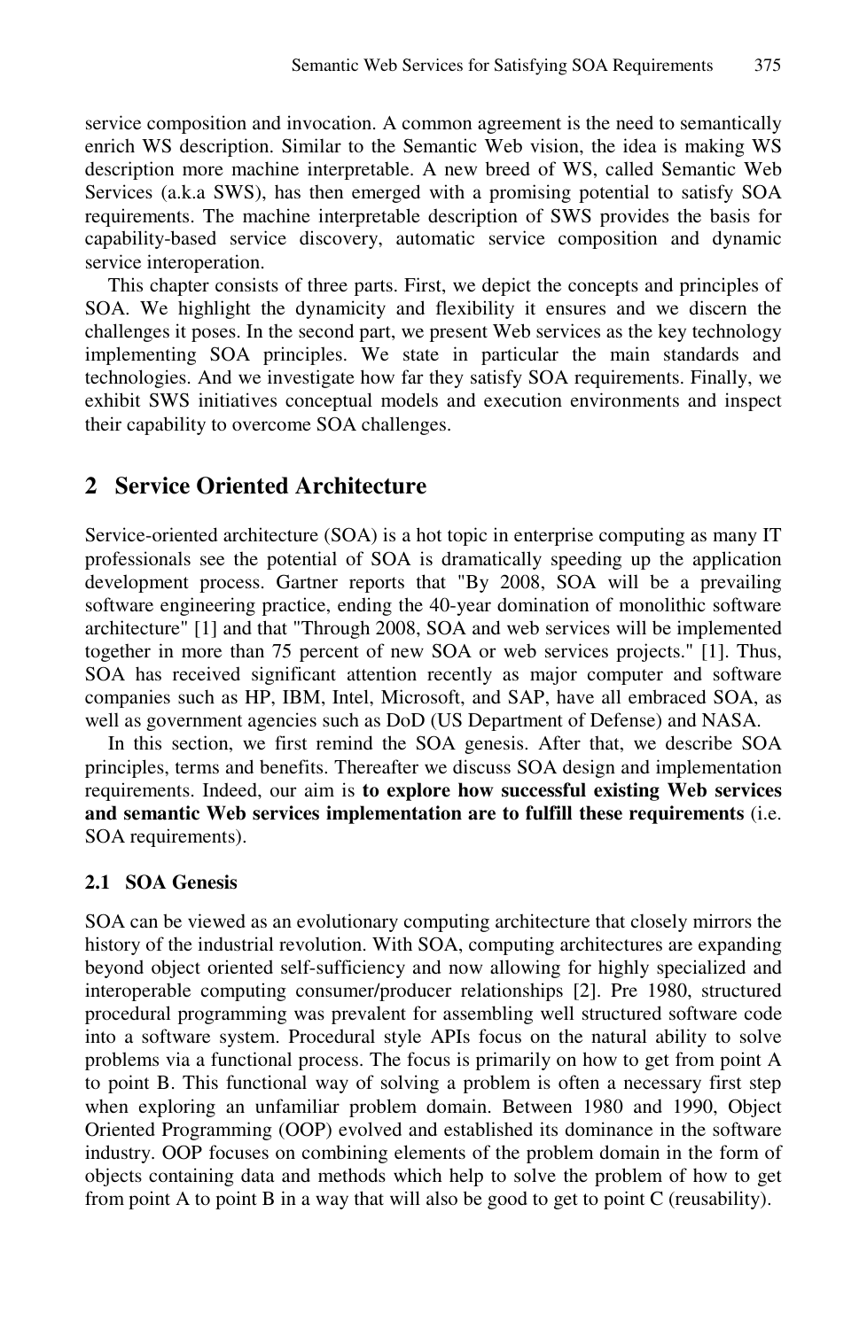service composition and invocation. A common agreement is the need to semantically enrich WS description. Similar to the Semantic Web vision, the idea is making WS description more machine interpretable. A new breed of WS, called Semantic Web Services (a.k.a SWS), has then emerged with a promising potential to satisfy SOA requirements. The machine interpretable description of SWS provides the basis for capability-based service discovery, automatic service composition and dynamic service interoperation.

This chapter consists of three parts. First, we depict the concepts and principles of SOA. We highlight the dynamicity and flexibility it ensures and we discern the challenges it poses. In the second part, we present Web services as the key technology implementing SOA principles. We state in particular the main standards and technologies. And we investigate how far they satisfy SOA requirements. Finally, we exhibit SWS initiatives conceptual models and execution environments and inspect their capability to overcome SOA challenges.

## 2 Service Oriented Architecture

Service-oriented architecture (SOA) is a hot topic in enterprise computing as many IT professionals see the potential of SOA is dramatically speeding up the application development process. Gartner reports that "By 2008, SOA will be a prevailing software engineering practice, ending the 40-year domination of monolithic software architecture" [1] and that "Through 2008, SOA and web services will be implemented together in more than 75 percent of new SOA or web services projects." [1]. Thus, SOA has received significant attention recently as major computer and software companies such as HP, IBM, Intel, Microsoft, and SAP, have all embraced SOA, as well as government agencies such as DoD (US Department of Defense) and NASA.

In this section, we first remind the SOA genesis. After that, we describe SOA principles, terms and benefits. Thereafter we discuss SOA design and implementation requirements. Indeed, our aim is **to explore how successful existing Web services and semantic Web services implementation are to fulfill these requirements** (i.e. SOA requirements).

### 2.1 SOA Genesis

SOA can be viewed as an evolutionary computing architecture that closely mirrors the history of the industrial revolution. With SOA, computing architectures are expanding beyond object oriented self-sufficiency and now allowing for highly specialized and interoperable computing consumer/producer relationships [2]. Pre 1980, structured procedural programming was prevalent for assembling well structured software code into a software system. Procedural style APIs focus on the natural ability to solve problems via a functional process. The focus is primarily on how to get from point A to point B. This functional way of solving a problem is often a necessary first step when exploring an unfamiliar problem domain. Between 1980 and 1990, Object Oriented Programming (OOP) evolved and established its dominance in the software industry. OOP focuses on combining elements of the problem domain in the form of objects containing data and methods which help to solve the problem of how to get from point A to point B in a way that will also be good to get to point C (reusability).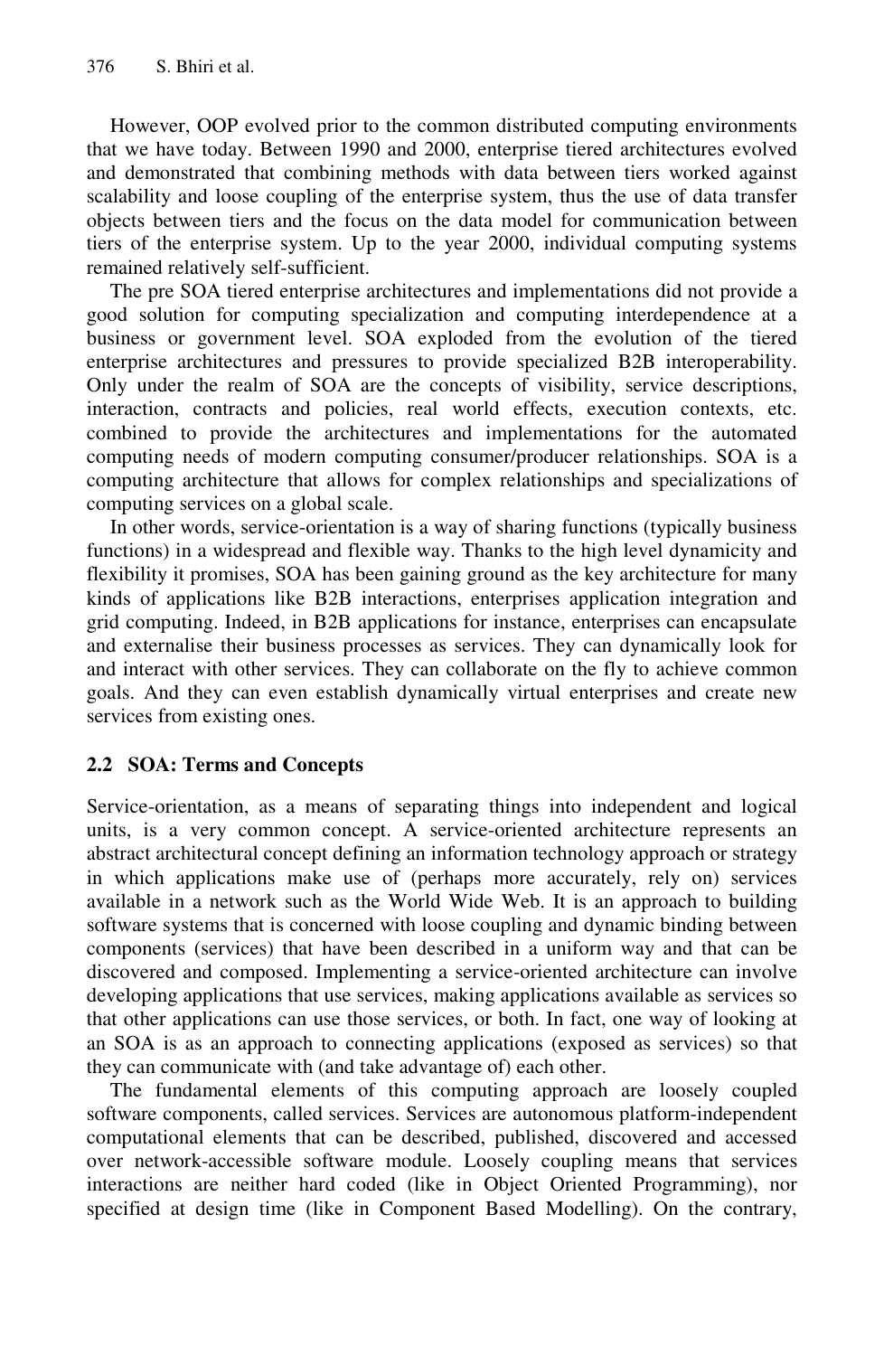However, OOP evolved prior to the common distributed computing environments that we have today. Between 1990 and 2000, enterprise tiered architectures evolved and demonstrated that combining methods with data between tiers worked against scalability and loose coupling of the enterprise system, thus the use of data transfer objects between tiers and the focus on the data model for communication between tiers of the enterprise system. Up to the year 2000, individual computing systems remained relatively self-sufficient.

The pre SOA tiered enterprise architectures and implementations did not provide a good solution for computing specialization and computing interdependence at a business or government level. SOA exploded from the evolution of the tiered enterprise architectures and pressures to provide specialized B2B interoperability. Only under the realm of SOA are the concepts of visibility, service descriptions, interaction, contracts and policies, real world effects, execution contexts, etc. combined to provide the architectures and implementations for the automated computing needs of modern computing consumer/producer relationships. SOA is a computing architecture that allows for complex relationships and specializations of computing services on a global scale.

In other words, service-orientation is a way of sharing functions (typically business functions) in a widespread and flexible way. Thanks to the high level dynamicity and flexibility it promises, SOA has been gaining ground as the key architecture for many kinds of applications like B2B interactions, enterprises application integration and grid computing. Indeed, in B2B applications for instance, enterprises can encapsulate and externalise their business processes as services. They can dynamically look for and interact with other services. They can collaborate on the fly to achieve common goals. And they can even establish dynamically virtual enterprises and create new services from existing ones.

### 2.2 SOA: Terms and Concepts

Service-orientation, as a means of separating things into independent and logical units, is a very common concept. A service-oriented architecture represents an abstract architectural concept defining an information technology approach or strategy in which applications make use of (perhaps more accurately, rely on) services available in a network such as the World Wide Web. It is an approach to building software systems that is concerned with loose coupling and dynamic binding between components (services) that have been described in a uniform way and that can be discovered and composed. Implementing a service-oriented architecture can involve developing applications that use services, making applications available as services so that other applications can use those services, or both. In fact, one way of looking at an SOA is as an approach to connecting applications (exposed as services) so that they can communicate with (and take advantage of) each other.

The fundamental elements of this computing approach are loosely coupled software components, called services. Services are autonomous platform-independent computational elements that can be described, published, discovered and accessed over network-accessible software module. Loosely coupling means that services interactions are neither hard coded (like in Object Oriented Programming), nor specified at design time (like in Component Based Modelling). On the contrary,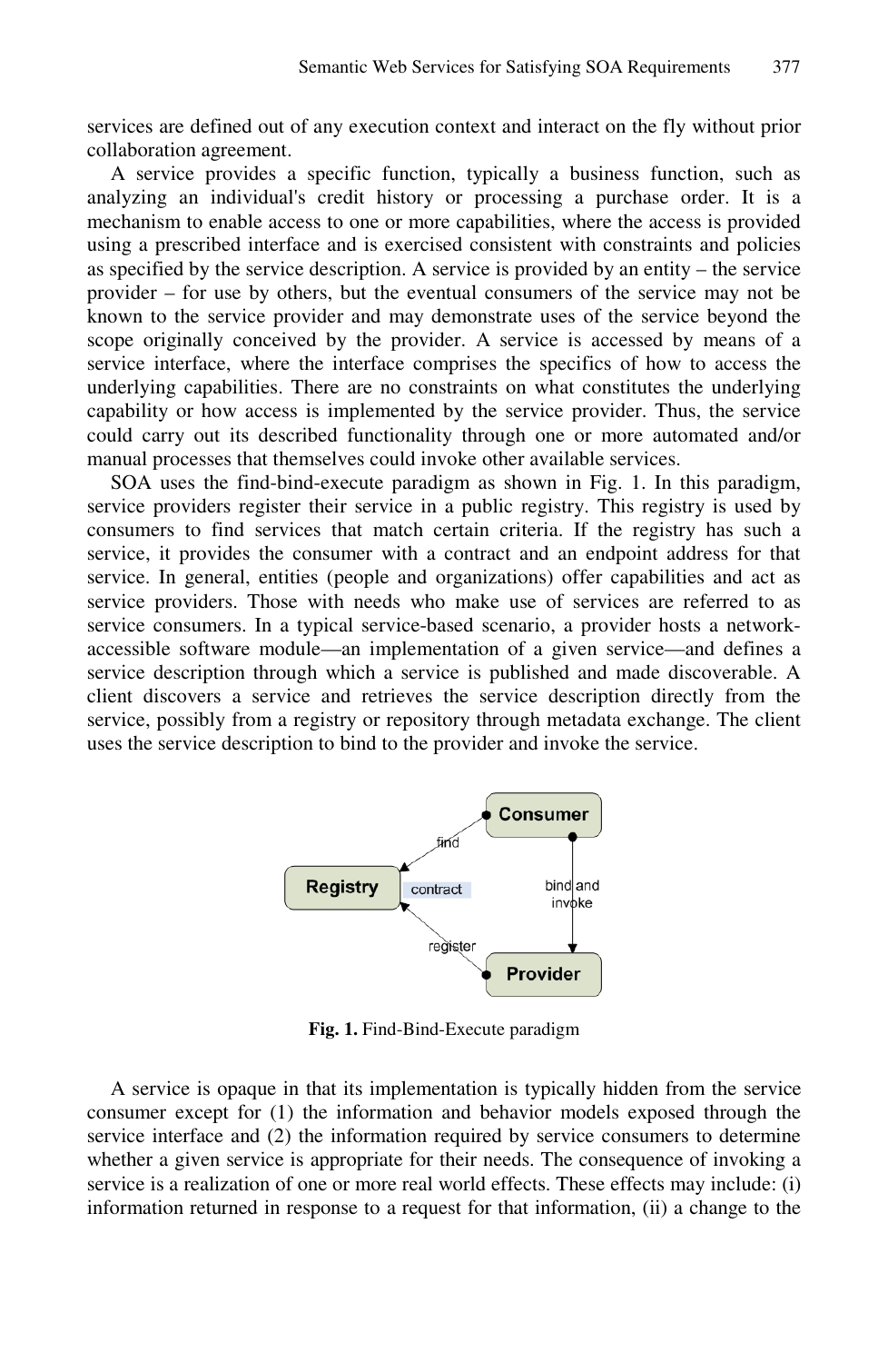services are defined out of any execution context and interact on the fly without prior collaboration agreement.

A service provides a specific function, typically a business function, such as analyzing an individual's credit history or processing a purchase order. It is a mechanism to enable access to one or more capabilities, where the access is provided using a prescribed interface and is exercised consistent with constraints and policies as specified by the service description. A service is provided by an entity – the service provider – for use by others, but the eventual consumers of the service may not be known to the service provider and may demonstrate uses of the service beyond the scope originally conceived by the provider. A service is accessed by means of a service interface, where the interface comprises the specifics of how to access the underlying capabilities. There are no constraints on what constitutes the underlying capability or how access is implemented by the service provider. Thus, the service could carry out its described functionality through one or more automated and/or manual processes that themselves could invoke other available services.

SOA uses the find-bind-execute paradigm as shown in Fig. 1. In this paradigm, service providers register their service in a public registry. This registry is used by consumers to find services that match certain criteria. If the registry has such a service, it provides the consumer with a contract and an endpoint address for that service. In general, entities (people and organizations) offer capabilities and act as service providers. Those with needs who make use of services are referred to as service consumers. In a typical service-based scenario, a provider hosts a network-accessible software module—an implementation of a given service—and defines a service description through which a service is published and made discoverable. A client discovers a service and retrieves the service description directly from the service, possibly from a registry or repository through metadata exchange. The client uses the service description to bind to the provider and invoke the service.

**Fig. 1.** Find-Bind-Execute paradigm

A service is opaque in that its implementation is typically hidden from the service consumer except for (1) the information and behavior models exposed through the service interface and (2) the information required by service consumers to determine whether a given service is appropriate for their needs. The consequence of invoking a service is a realization of one or more real world effects. These effects may include: (i) information returned in response to a request for that information, (ii) a change to the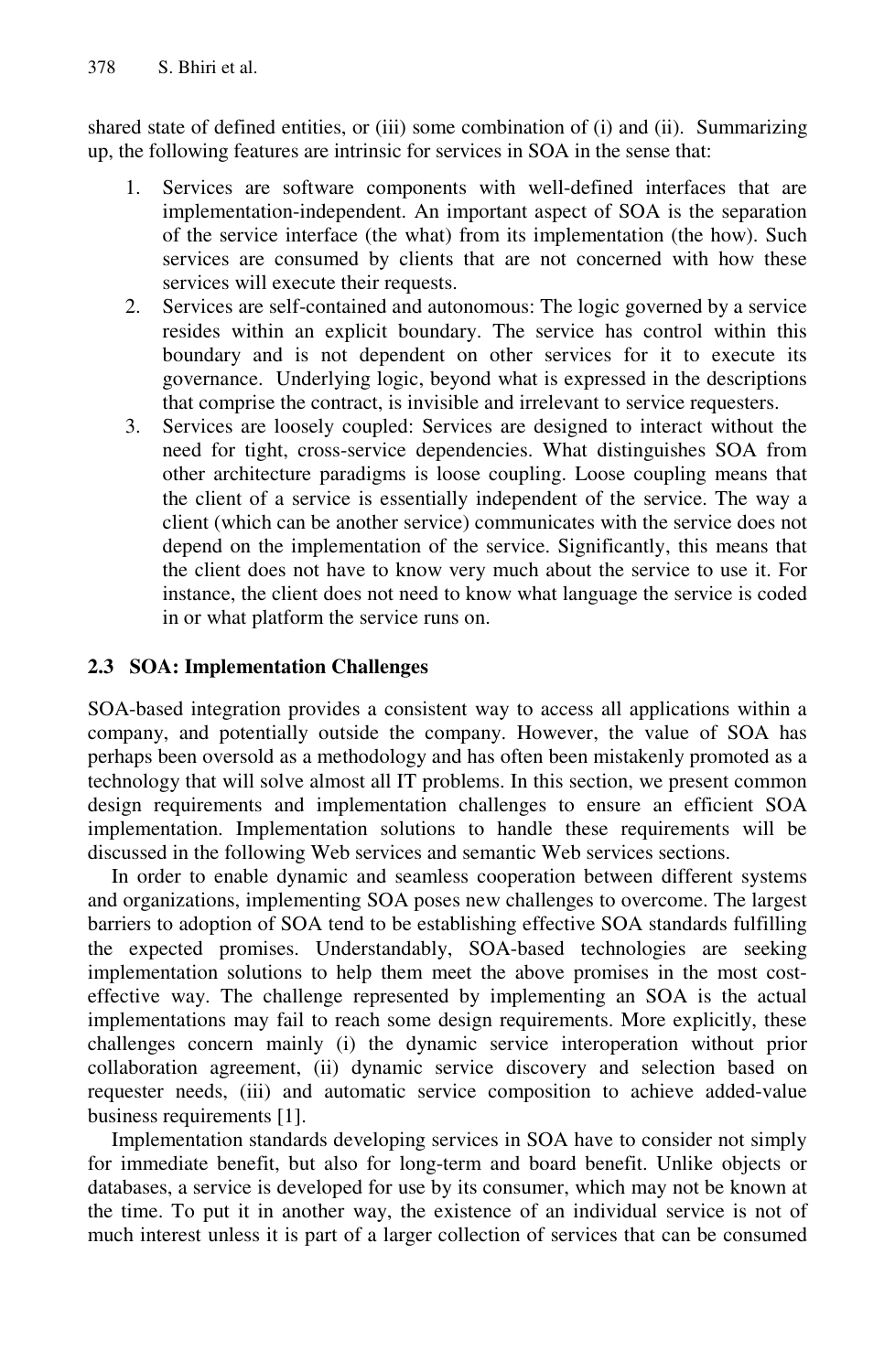shared state of defined entities, or (iii) some combination of (i) and (ii). Summarizing up, the following features are intrinsic for services in SOA in the sense that:

1. Services are software components with well-defined interfaces that are implementation-independent. An important aspect of SOA is the separation of the service interface (the what) from its implementation (the how). Such services are consumed by clients that are not concerned with how these services will execute their requests.
2. Services are self-contained and autonomous: The logic governed by a service resides within an explicit boundary. The service has control within this boundary and is not dependent on other services for it to execute its governance. Underlying logic, beyond what is expressed in the descriptions that comprise the contract, is invisible and irrelevant to service requesters.
3. Services are loosely coupled: Services are designed to interact without the need for tight, cross-service dependencies. What distinguishes SOA from other architecture paradigms is loose coupling. Loose coupling means that the client of a service is essentially independent of the service. The way a client (which can be another service) communicates with the service does not depend on the implementation of the service. Significantly, this means that the client does not have to know very much about the service to use it. For instance, the client does not need to know what language the service is coded in or what platform the service runs on.

### 2.3 SOA: Implementation Challenges

SOA-based integration provides a consistent way to access all applications within a company, and potentially outside the company. However, the value of SOA has perhaps been oversold as a methodology and has often been mistakenly promoted as a technology that will solve almost all IT problems. In this section, we present common design requirements and implementation challenges to ensure an efficient SOA implementation. Implementation solutions to handle these requirements will be discussed in the following Web services and semantic Web services sections.

In order to enable dynamic and seamless cooperation between different systems and organizations, implementing SOA poses new challenges to overcome. The largest barriers to adoption of SOA tend to be establishing effective SOA standards fulfilling the expected promises. Understandably, SOA-based technologies are seeking implementation solutions to help them meet the above promises in the most cost-effective way. The challenge represented by implementing an SOA is the actual implementations may fail to reach some design requirements. More explicitly, these challenges concern mainly (i) the dynamic service interoperation without prior collaboration agreement, (ii) dynamic service discovery and selection based on requester needs, (iii) and automatic service composition to achieve added-value business requirements [1].

Implementation standards developing services in SOA have to consider not simply for immediate benefit, but also for long-term and board benefit. Unlike objects or databases, a service is developed for use by its consumer, which may not be known at the time. To put it in another way, the existence of an individual service is not of much interest unless it is part of a larger collection of services that can be consumed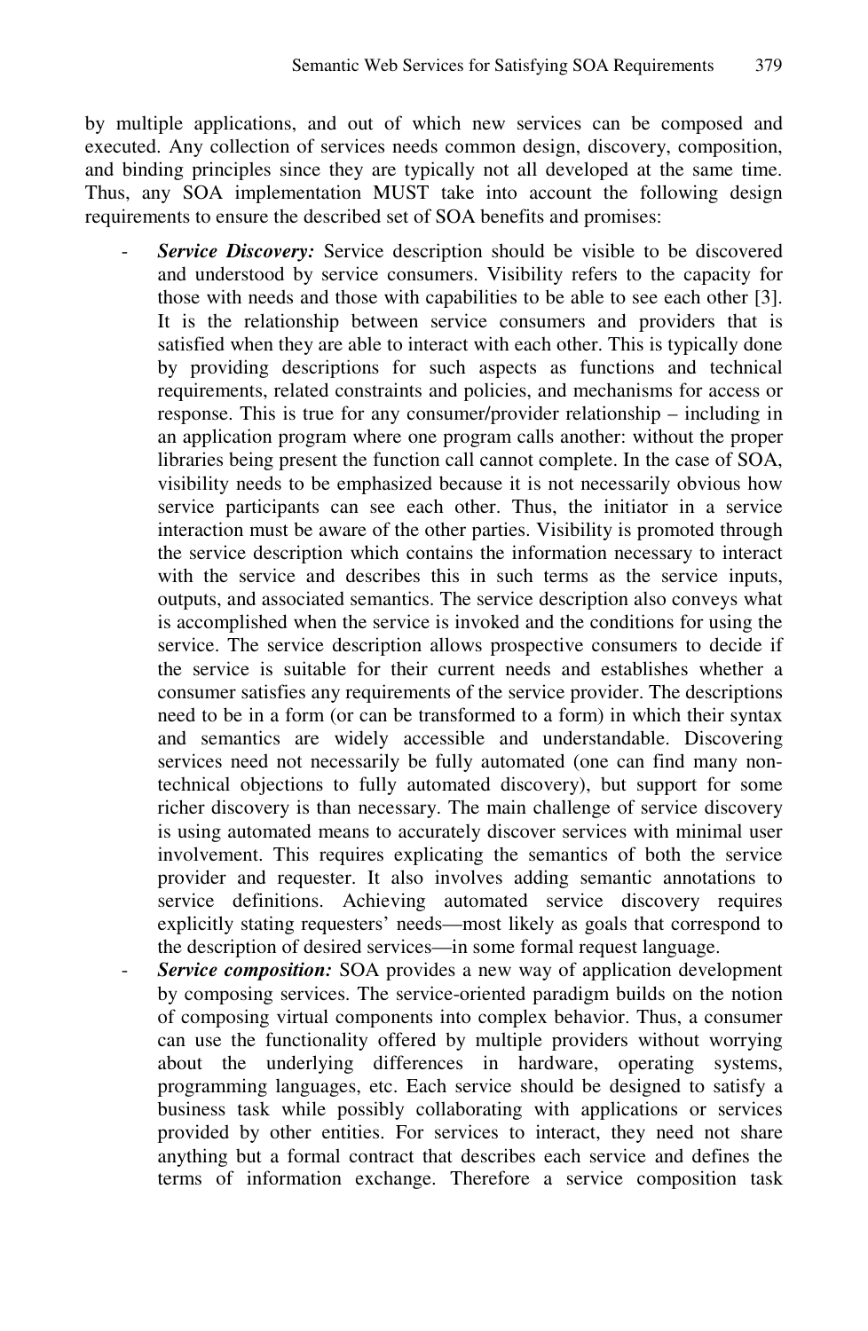by multiple applications, and out of which new services can be composed and executed. Any collection of services needs common design, discovery, composition, and binding principles since they are typically not all developed at the same time. Thus, any SOA implementation MUST take into account the following design requirements to ensure the described set of SOA benefits and promises:

- ***Service Discovery:*** Service description should be visible to be discovered and understood by service consumers. Visibility refers to the capacity for those with needs and those with capabilities to be able to see each other [3]. It is the relationship between service consumers and providers that is satisfied when they are able to interact with each other. This is typically done by providing descriptions for such aspects as functions and technical requirements, related constraints and policies, and mechanisms for access or response. This is true for any consumer/provider relationship – including in an application program where one program calls another: without the proper libraries being present the function call cannot complete. In the case of SOA, visibility needs to be emphasized because it is not necessarily obvious how service participants can see each other. Thus, the initiator in a service interaction must be aware of the other parties. Visibility is promoted through the service description which contains the information necessary to interact with the service and describes this in such terms as the service inputs, outputs, and associated semantics. The service description also conveys what is accomplished when the service is invoked and the conditions for using the service. The service description allows prospective consumers to decide if the service is suitable for their current needs and establishes whether a consumer satisfies any requirements of the service provider. The descriptions need to be in a form (or can be transformed to a form) in which their syntax and semantics are widely accessible and understandable. Discovering services need not necessarily be fully automated (one can find many non-technical objections to fully automated discovery), but support for some richer discovery is than necessary. The main challenge of service discovery is using automated means to accurately discover services with minimal user involvement. This requires explicating the semantics of both the service provider and requester. It also involves adding semantic annotations to service definitions. Achieving automated service discovery requires explicitly stating requesters' needs—most likely as goals that correspond to the description of desired services—in some formal request language.
- ***Service composition:*** SOA provides a new way of application development by composing services. The service-oriented paradigm builds on the notion of composing virtual components into complex behavior. Thus, a consumer can use the functionality offered by multiple providers without worrying about the underlying differences in hardware, operating systems, programming languages, etc. Each service should be designed to satisfy a business task while possibly collaborating with applications or services provided by other entities. For services to interact, they need not share anything but a formal contract that describes each service and defines the terms of information exchange. Therefore a service composition task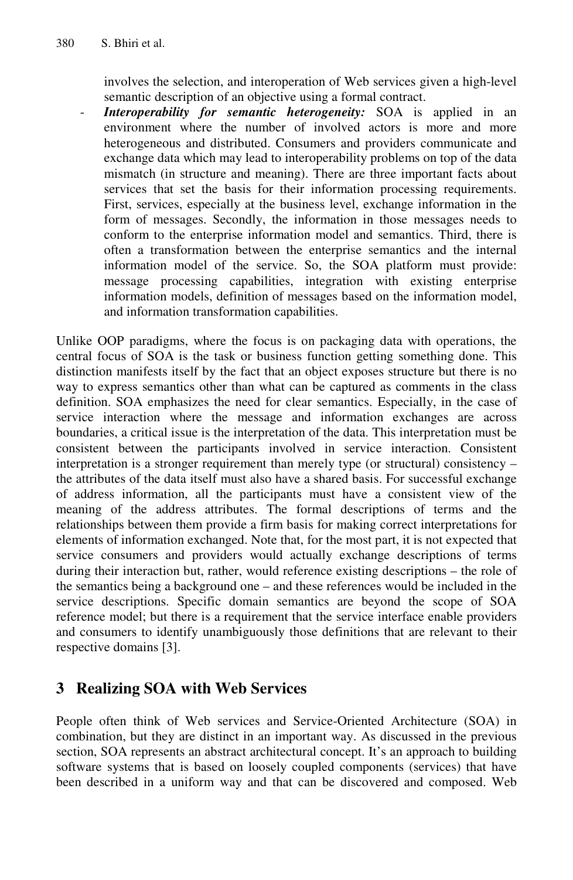involves the selection, and interoperation of Web services given a high-level semantic description of an objective using a formal contract.

- ***Interoperability for semantic heterogeneity:*** SOA is applied in an environment where the number of involved actors is more and more heterogeneous and distributed. Consumers and providers communicate and exchange data which may lead to interoperability problems on top of the data mismatch (in structure and meaning). There are three important facts about services that set the basis for their information processing requirements. First, services, especially at the business level, exchange information in the form of messages. Secondly, the information in those messages needs to conform to the enterprise information model and semantics. Third, there is often a transformation between the enterprise semantics and the internal information model of the service. So, the SOA platform must provide: message processing capabilities, integration with existing enterprise information models, definition of messages based on the information model, and information transformation capabilities.

Unlike OOP paradigms, where the focus is on packaging data with operations, the central focus of SOA is the task or business function getting something done. This distinction manifests itself by the fact that an object exposes structure but there is no way to express semantics other than what can be captured as comments in the class definition. SOA emphasizes the need for clear semantics. Especially, in the case of service interaction where the message and information exchanges are across boundaries, a critical issue is the interpretation of the data. This interpretation must be consistent between the participants involved in service interaction. Consistent interpretation is a stronger requirement than merely type (or structural) consistency – the attributes of the data itself must also have a shared basis. For successful exchange of address information, all the participants must have a consistent view of the meaning of the address attributes. The formal descriptions of terms and the relationships between them provide a firm basis for making correct interpretations for elements of information exchanged. Note that, for the most part, it is not expected that service consumers and providers would actually exchange descriptions of terms during their interaction but, rather, would reference existing descriptions – the role of the semantics being a background one – and these references would be included in the service descriptions. Specific domain semantics are beyond the scope of SOA reference model; but there is a requirement that the service interface enable providers and consumers to identify unambiguously those definitions that are relevant to their respective domains [3].

## 3 Realizing SOA with Web Services

People often think of Web services and Service-Oriented Architecture (SOA) in combination, but they are distinct in an important way. As discussed in the previous section, SOA represents an abstract architectural concept. It's an approach to building software systems that is based on loosely coupled components (services) that have been described in a uniform way and that can be discovered and composed. Web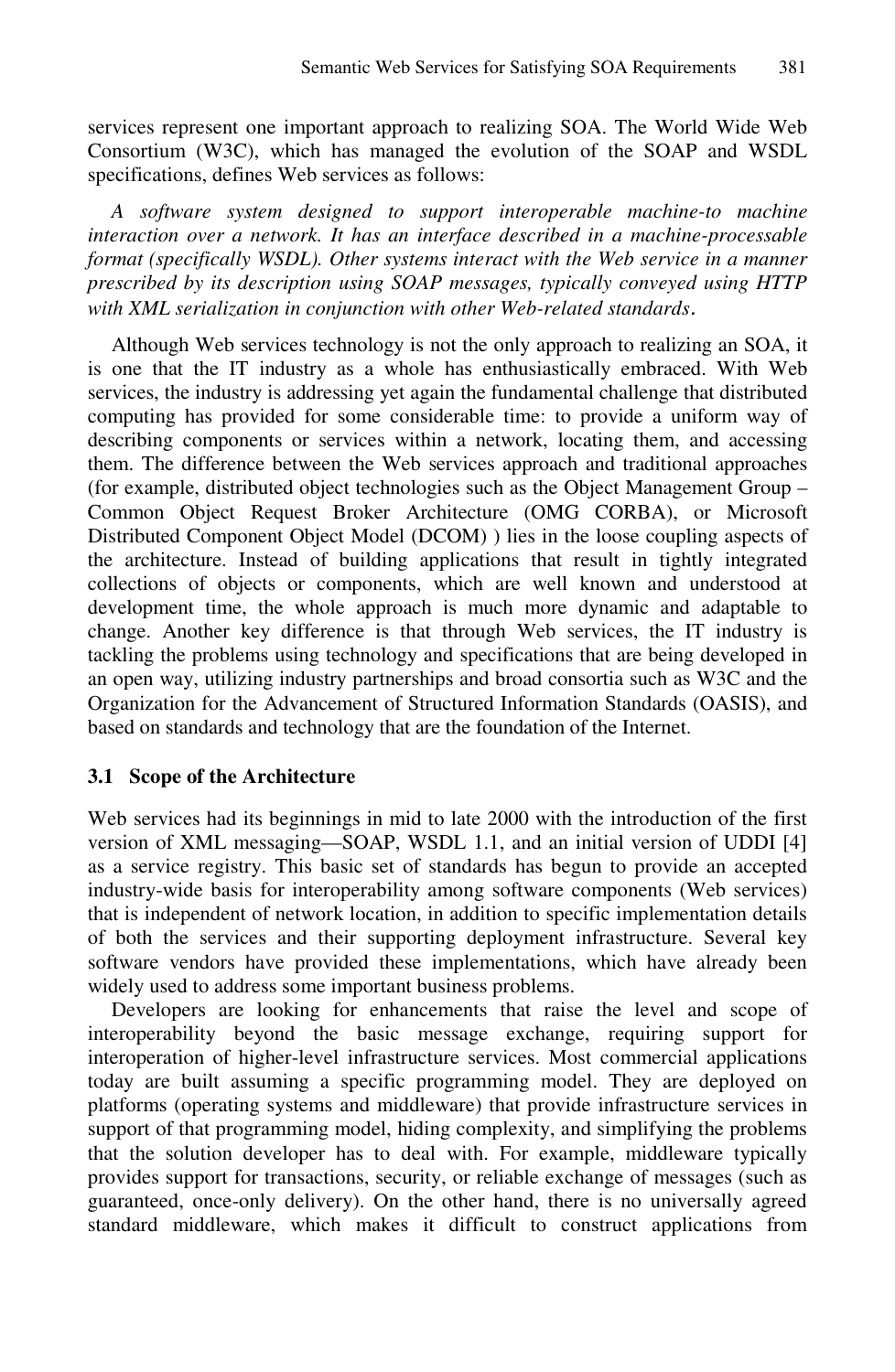services represent one important approach to realizing SOA. The World Wide Web Consortium (W3C), which has managed the evolution of the SOAP and WSDL specifications, defines Web services as follows:

*A software system designed to support interoperable machine-to machine interaction over a network. It has an interface described in a machine-processable format (specifically WSDL). Other systems interact with the Web service in a manner prescribed by its description using SOAP messages, typically conveyed using HTTP with XML serialization in conjunction with other Web-related standards*.

Although Web services technology is not the only approach to realizing an SOA, it is one that the IT industry as a whole has enthusiastically embraced. With Web services, the industry is addressing yet again the fundamental challenge that distributed computing has provided for some considerable time: to provide a uniform way of describing components or services within a network, locating them, and accessing them. The difference between the Web services approach and traditional approaches (for example, distributed object technologies such as the Object Management Group – Common Object Request Broker Architecture (OMG CORBA), or Microsoft Distributed Component Object Model (DCOM) ) lies in the loose coupling aspects of the architecture. Instead of building applications that result in tightly integrated collections of objects or components, which are well known and understood at development time, the whole approach is much more dynamic and adaptable to change. Another key difference is that through Web services, the IT industry is tackling the problems using technology and specifications that are being developed in an open way, utilizing industry partnerships and broad consortia such as W3C and the Organization for the Advancement of Structured Information Standards (OASIS), and based on standards and technology that are the foundation of the Internet.

### 3.1 Scope of the Architecture

Web services had its beginnings in mid to late 2000 with the introduction of the first version of XML messaging—SOAP, WSDL 1.1, and an initial version of UDDI [4] as a service registry. This basic set of standards has begun to provide an accepted industry-wide basis for interoperability among software components (Web services) that is independent of network location, in addition to specific implementation details of both the services and their supporting deployment infrastructure. Several key software vendors have provided these implementations, which have already been widely used to address some important business problems.

Developers are looking for enhancements that raise the level and scope of interoperability beyond the basic message exchange, requiring support for interoperation of higher-level infrastructure services. Most commercial applications today are built assuming a specific programming model. They are deployed on platforms (operating systems and middleware) that provide infrastructure services in support of that programming model, hiding complexity, and simplifying the problems that the solution developer has to deal with. For example, middleware typically provides support for transactions, security, or reliable exchange of messages (such as guaranteed, once-only delivery). On the other hand, there is no universally agreed standard middleware, which makes it difficult to construct applications from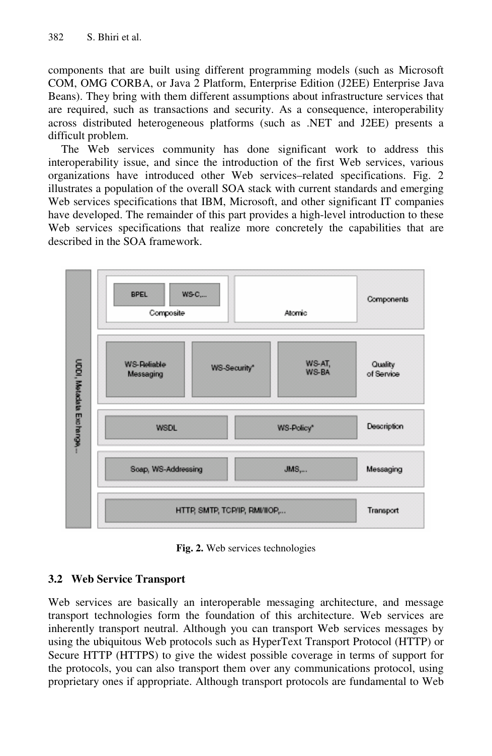components that are built using different programming models (such as Microsoft COM, OMG CORBA, or Java 2 Platform, Enterprise Edition (J2EE) Enterprise Java Beans). They bring with them different assumptions about infrastructure services that are required, such as transactions and security. As a consequence, interoperability across distributed heterogeneous platforms (such as .NET and J2EE) presents a difficult problem.

The Web services community has done significant work to address this interoperability issue, and since the introduction of the first Web services, various organizations have introduced other Web services–related specifications. Fig. 2 illustrates a population of the overall SOA stack with current standards and emerging Web services specifications that IBM, Microsoft, and other significant IT companies have developed. The remainder of this part provides a high-level introduction to these Web services specifications that realize more concretely the capabilities that are described in the SOA framework.

**Fig. 2.** Web services technologies

### 3.2 Web Service Transport

Web services are basically an interoperable messaging architecture, and message transport technologies form the foundation of this architecture. Web services are inherently transport neutral. Although you can transport Web services messages by using the ubiquitous Web protocols such as HyperText Transport Protocol (HTTP) or Secure HTTP (HTTPS) to give the widest possible coverage in terms of support for the protocols, you can also transport them over any communications protocol, using proprietary ones if appropriate. Although transport protocols are fundamental to Web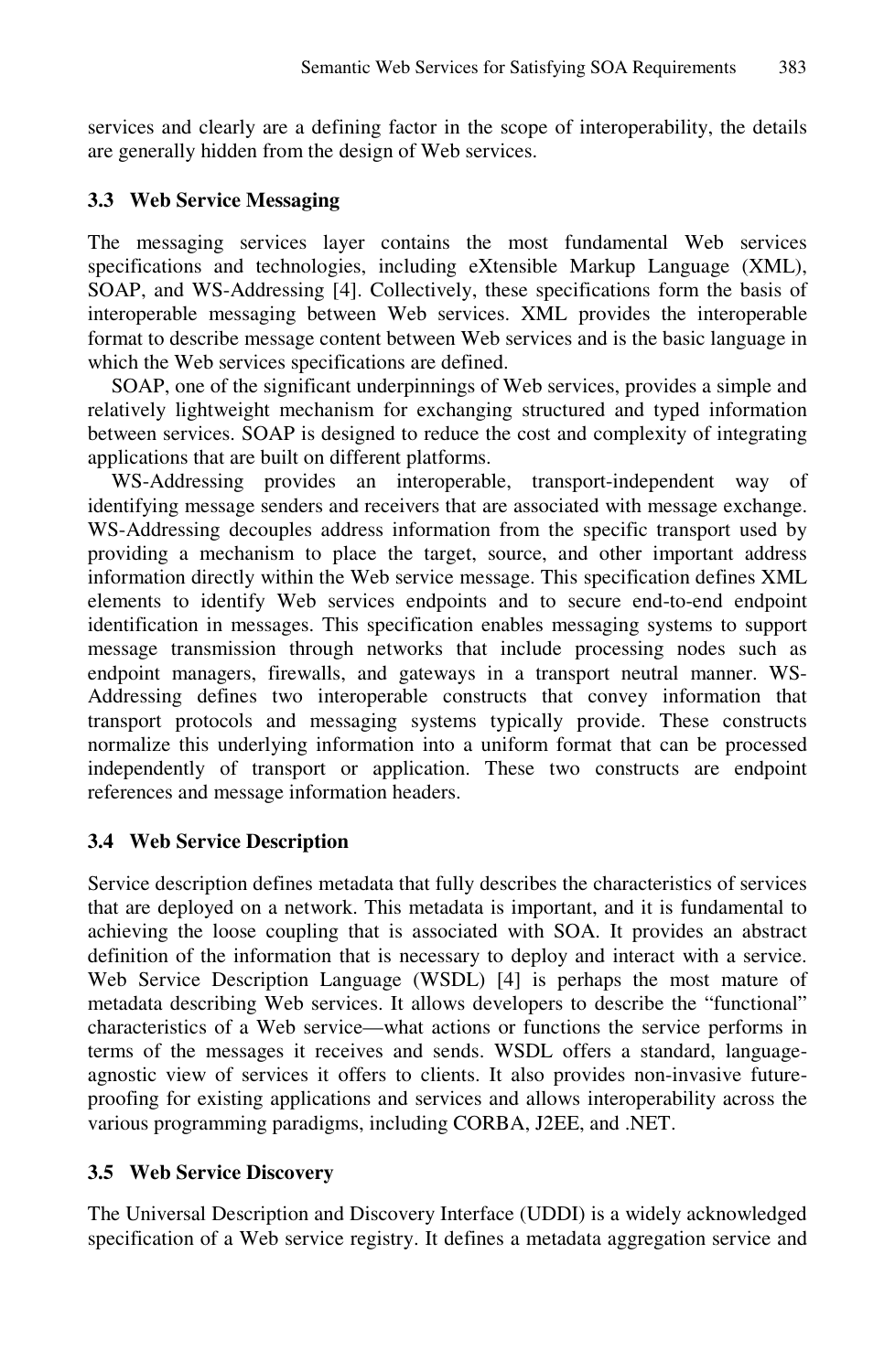services and clearly are a defining factor in the scope of interoperability, the details are generally hidden from the design of Web services.

### 3.3 Web Service Messaging

The messaging services layer contains the most fundamental Web services specifications and technologies, including eXtensible Markup Language (XML), SOAP, and WS-Addressing [4]. Collectively, these specifications form the basis of interoperable messaging between Web services. XML provides the interoperable format to describe message content between Web services and is the basic language in which the Web services specifications are defined.

SOAP, one of the significant underpinnings of Web services, provides a simple and relatively lightweight mechanism for exchanging structured and typed information between services. SOAP is designed to reduce the cost and complexity of integrating applications that are built on different platforms.

WS-Addressing provides an interoperable, transport-independent way of identifying message senders and receivers that are associated with message exchange. WS-Addressing decouples address information from the specific transport used by providing a mechanism to place the target, source, and other important address information directly within the Web service message. This specification defines XML elements to identify Web services endpoints and to secure end-to-end endpoint identification in messages. This specification enables messaging systems to support message transmission through networks that include processing nodes such as endpoint managers, firewalls, and gateways in a transport neutral manner. WS-Addressing defines two interoperable constructs that convey information that transport protocols and messaging systems typically provide. These constructs normalize this underlying information into a uniform format that can be processed independently of transport or application. These two constructs are endpoint references and message information headers.

### 3.4 Web Service Description

Service description defines metadata that fully describes the characteristics of services that are deployed on a network. This metadata is important, and it is fundamental to achieving the loose coupling that is associated with SOA. It provides an abstract definition of the information that is necessary to deploy and interact with a service. Web Service Description Language (WSDL) [4] is perhaps the most mature of metadata describing Web services. It allows developers to describe the "functional" characteristics of a Web service—what actions or functions the service performs in terms of the messages it receives and sends. WSDL offers a standard, language-agnostic view of services it offers to clients. It also provides non-invasive future-proofing for existing applications and services and allows interoperability across the various programming paradigms, including CORBA, J2EE, and .NET.

### 3.5 Web Service Discovery

The Universal Description and Discovery Interface (UDDI) is a widely acknowledged specification of a Web service registry. It defines a metadata aggregation service and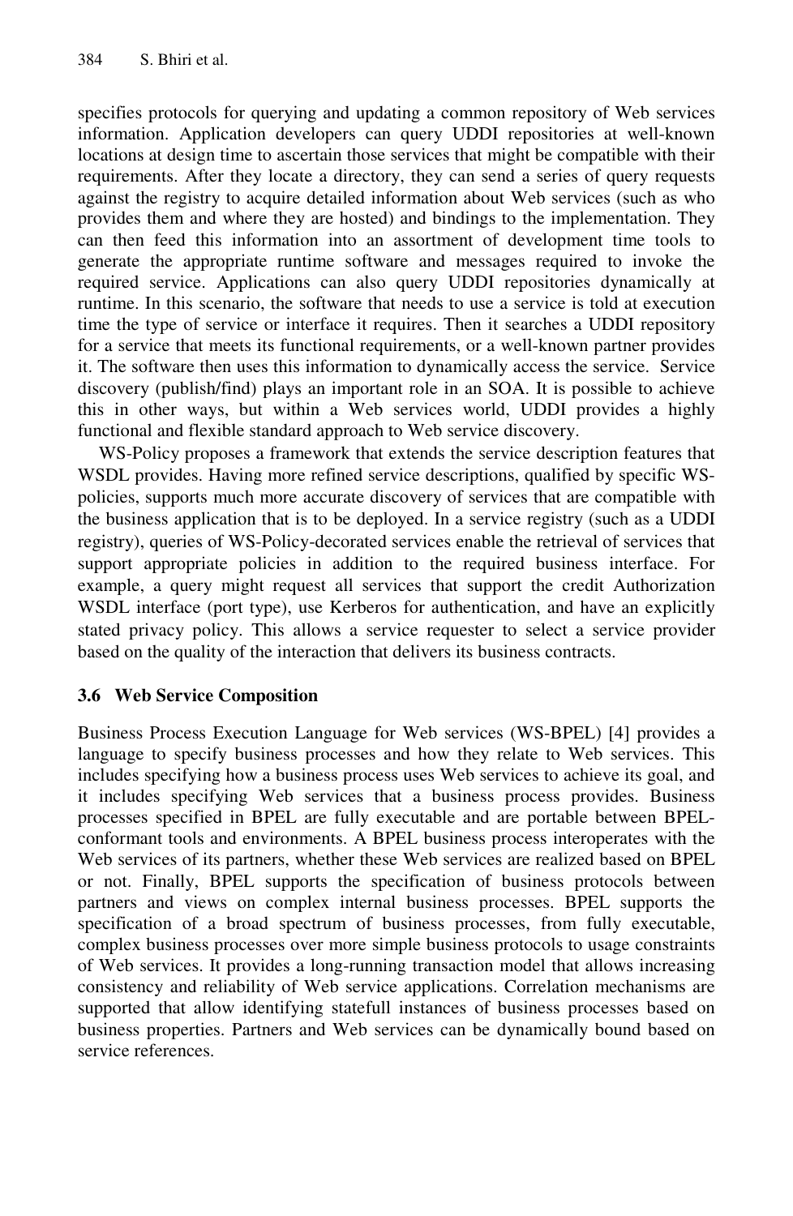specifies protocols for querying and updating a common repository of Web services information. Application developers can query UDDI repositories at well-known locations at design time to ascertain those services that might be compatible with their requirements. After they locate a directory, they can send a series of query requests against the registry to acquire detailed information about Web services (such as who provides them and where they are hosted) and bindings to the implementation. They can then feed this information into an assortment of development time tools to generate the appropriate runtime software and messages required to invoke the required service. Applications can also query UDDI repositories dynamically at runtime. In this scenario, the software that needs to use a service is told at execution time the type of service or interface it requires. Then it searches a UDDI repository for a service that meets its functional requirements, or a well-known partner provides it. The software then uses this information to dynamically access the service. Service discovery (publish/find) plays an important role in an SOA. It is possible to achieve this in other ways, but within a Web services world, UDDI provides a highly functional and flexible standard approach to Web service discovery.

WS-Policy proposes a framework that extends the service description features that WSDL provides. Having more refined service descriptions, qualified by specific WS-policies, supports much more accurate discovery of services that are compatible with the business application that is to be deployed. In a service registry (such as a UDDI registry), queries of WS-Policy-decorated services enable the retrieval of services that support appropriate policies in addition to the required business interface. For example, a query might request all services that support the credit Authorization WSDL interface (port type), use Kerberos for authentication, and have an explicitly stated privacy policy. This allows a service requester to select a service provider based on the quality of the interaction that delivers its business contracts.

### 3.6 Web Service Composition

Business Process Execution Language for Web services (WS-BPEL) [4] provides a language to specify business processes and how they relate to Web services. This includes specifying how a business process uses Web services to achieve its goal, and it includes specifying Web services that a business process provides. Business processes specified in BPEL are fully executable and are portable between BPEL-conformant tools and environments. A BPEL business process interoperates with the Web services of its partners, whether these Web services are realized based on BPEL or not. Finally, BPEL supports the specification of business protocols between partners and views on complex internal business processes. BPEL supports the specification of a broad spectrum of business processes, from fully executable, complex business processes over more simple business protocols to usage constraints of Web services. It provides a long-running transaction model that allows increasing consistency and reliability of Web service applications. Correlation mechanisms are supported that allow identifying statefull instances of business processes based on business properties. Partners and Web services can be dynamically bound based on service references.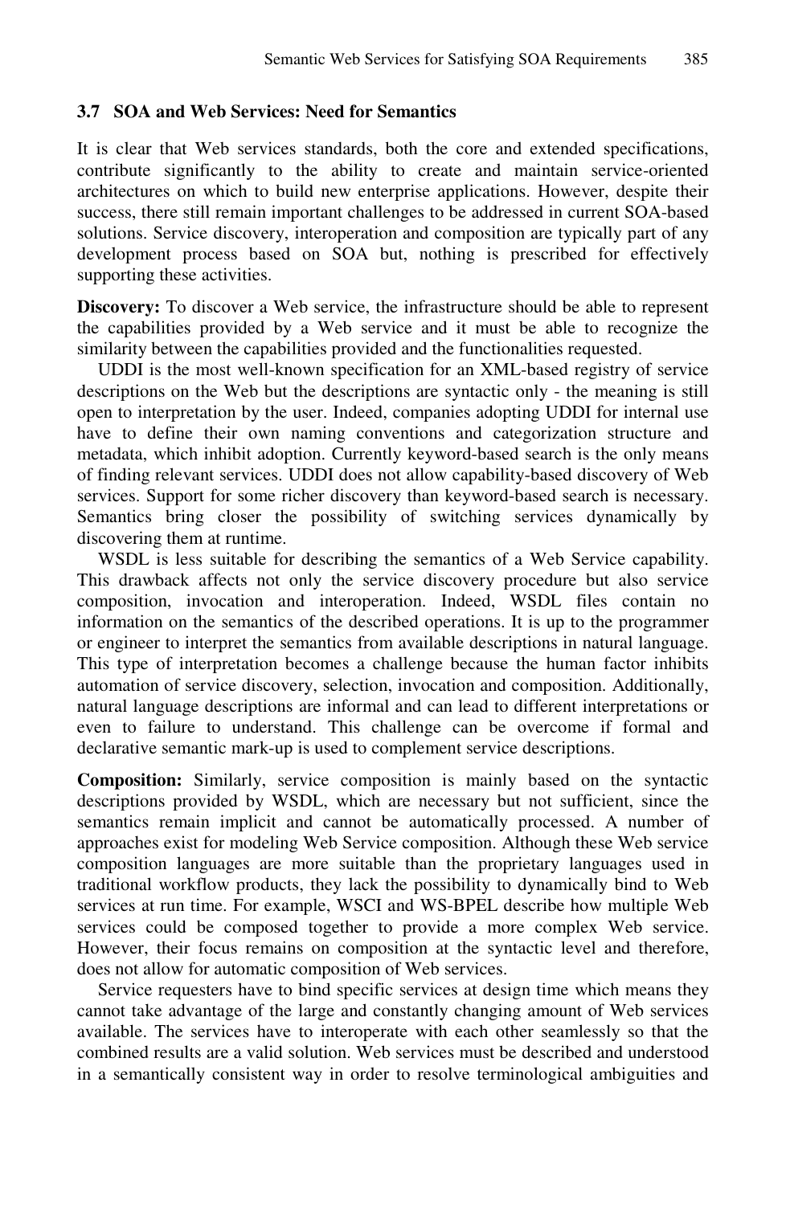### 3.7 SOA and Web Services: Need for Semantics

It is clear that Web services standards, both the core and extended specifications, contribute significantly to the ability to create and maintain service-oriented architectures on which to build new enterprise applications. However, despite their success, there still remain important challenges to be addressed in current SOA-based solutions. Service discovery, interoperation and composition are typically part of any development process based on SOA but, nothing is prescribed for effectively supporting these activities.

**Discovery:** To discover a Web service, the infrastructure should be able to represent the capabilities provided by a Web service and it must be able to recognize the similarity between the capabilities provided and the functionalities requested.

UDDI is the most well-known specification for an XML-based registry of service descriptions on the Web but the descriptions are syntactic only - the meaning is still open to interpretation by the user. Indeed, companies adopting UDDI for internal use have to define their own naming conventions and categorization structure and metadata, which inhibit adoption. Currently keyword-based search is the only means of finding relevant services. UDDI does not allow capability-based discovery of Web services. Support for some richer discovery than keyword-based search is necessary. Semantics bring closer the possibility of switching services dynamically by discovering them at runtime.

WSDL is less suitable for describing the semantics of a Web Service capability. This drawback affects not only the service discovery procedure but also service composition, invocation and interoperation. Indeed, WSDL files contain no information on the semantics of the described operations. It is up to the programmer or engineer to interpret the semantics from available descriptions in natural language. This type of interpretation becomes a challenge because the human factor inhibits automation of service discovery, selection, invocation and composition. Additionally, natural language descriptions are informal and can lead to different interpretations or even to failure to understand. This challenge can be overcome if formal and declarative semantic mark-up is used to complement service descriptions.

**Composition:** Similarly, service composition is mainly based on the syntactic descriptions provided by WSDL, which are necessary but not sufficient, since the semantics remain implicit and cannot be automatically processed. A number of approaches exist for modeling Web Service composition. Although these Web service composition languages are more suitable than the proprietary languages used in traditional workflow products, they lack the possibility to dynamically bind to Web services at run time. For example, WSCI and WS-BPEL describe how multiple Web services could be composed together to provide a more complex Web service. However, their focus remains on composition at the syntactic level and therefore, does not allow for automatic composition of Web services.

Service requesters have to bind specific services at design time which means they cannot take advantage of the large and constantly changing amount of Web services available. The services have to interoperate with each other seamlessly so that the combined results are a valid solution. Web services must be described and understood in a semantically consistent way in order to resolve terminological ambiguities and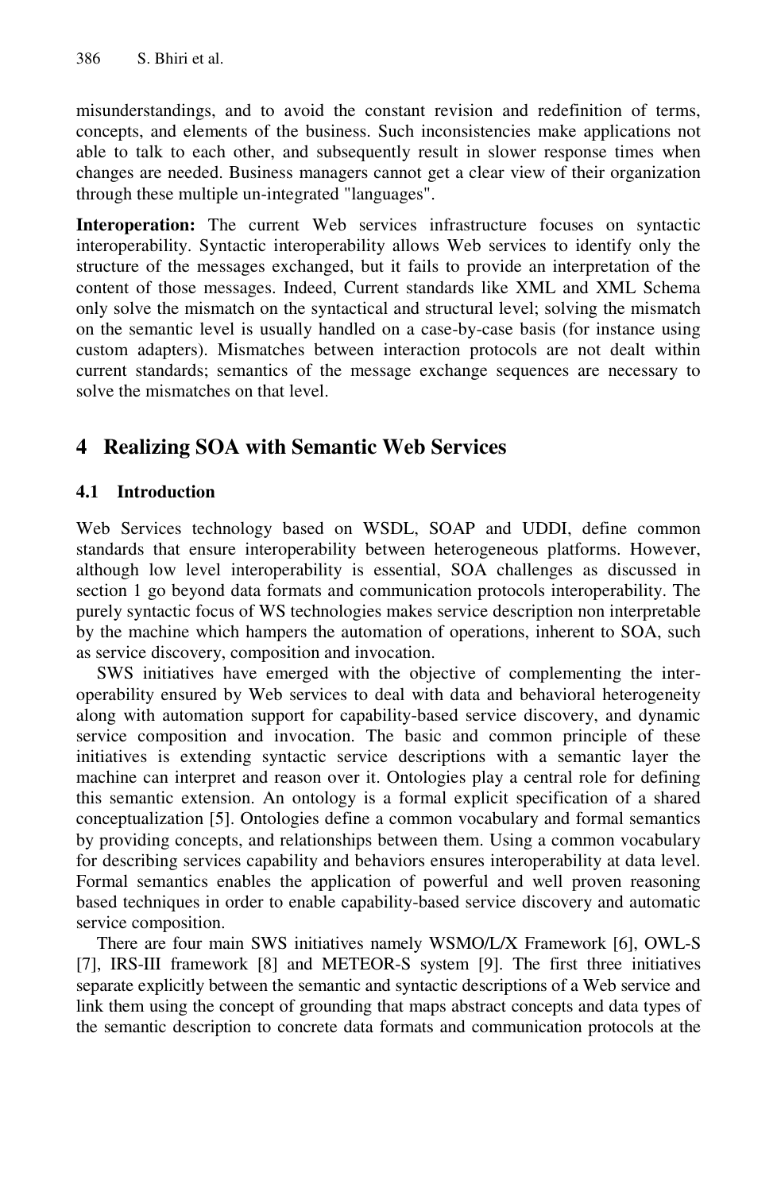misunderstandings, and to avoid the constant revision and redefinition of terms, concepts, and elements of the business. Such inconsistencies make applications not able to talk to each other, and subsequently result in slower response times when changes are needed. Business managers cannot get a clear view of their organization through these multiple un-integrated "languages".

**Interoperation:** The current Web services infrastructure focuses on syntactic interoperability. Syntactic interoperability allows Web services to identify only the structure of the messages exchanged, but it fails to provide an interpretation of the content of those messages. Indeed, Current standards like XML and XML Schema only solve the mismatch on the syntactical and structural level; solving the mismatch on the semantic level is usually handled on a case-by-case basis (for instance using custom adapters). Mismatches between interaction protocols are not dealt within current standards; semantics of the message exchange sequences are necessary to solve the mismatches on that level.

## 4 Realizing SOA with Semantic Web Services

### 4.1 Introduction

Web Services technology based on WSDL, SOAP and UDDI, define common standards that ensure interoperability between heterogeneous platforms. However, although low level interoperability is essential, SOA challenges as discussed in section 1 go beyond data formats and communication protocols interoperability. The purely syntactic focus of WS technologies makes service description non interpretable by the machine which hampers the automation of operations, inherent to SOA, such as service discovery, composition and invocation.

SWS initiatives have emerged with the objective of complementing the interoperability ensured by Web services to deal with data and behavioral heterogeneity along with automation support for capability-based service discovery, and dynamic service composition and invocation. The basic and common principle of these initiatives is extending syntactic service descriptions with a semantic layer the machine can interpret and reason over it. Ontologies play a central role for defining this semantic extension. An ontology is a formal explicit specification of a shared conceptualization [5]. Ontologies define a common vocabulary and formal semantics by providing concepts, and relationships between them. Using a common vocabulary for describing services capability and behaviors ensures interoperability at data level. Formal semantics enables the application of powerful and well proven reasoning based techniques in order to enable capability-based service discovery and automatic service composition.

There are four main SWS initiatives namely WSMO/L/X Framework [6], OWL-S [7], IRS-III framework [8] and METEOR-S system [9]. The first three initiatives separate explicitly between the semantic and syntactic descriptions of a Web service and link them using the concept of grounding that maps abstract concepts and data types of the semantic description to concrete data formats and communication protocols at the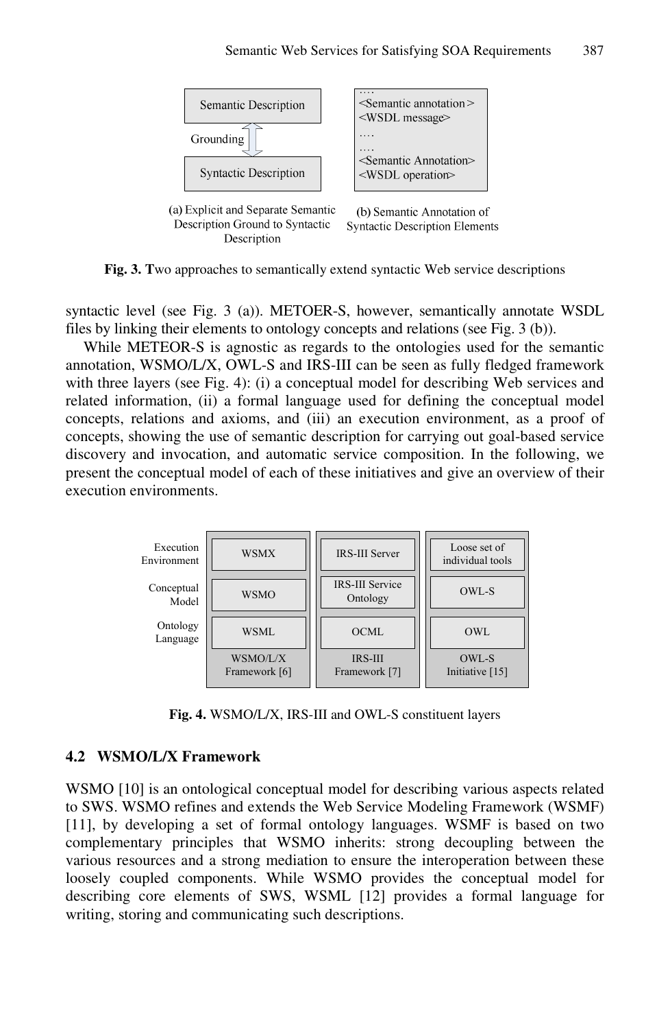**Fig. 3. T**wo approaches to semantically extend syntactic Web service descriptions

syntactic level (see Fig. 3 (a)). METOER-S, however, semantically annotate WSDL files by linking their elements to ontology concepts and relations (see Fig. 3 (b)).

While METEOR-S is agnostic as regards to the ontologies used for the semantic annotation, WSMO/L/X, OWL-S and IRS-III can be seen as fully fledged framework with three layers (see Fig. 4): (i) a conceptual model for describing Web services and related information, (ii) a formal language used for defining the conceptual model concepts, relations and axioms, and (iii) an execution environment, as a proof of concepts, showing the use of semantic description for carrying out goal-based service discovery and invocation, and automatic service composition. In the following, we present the conceptual model of each of these initiatives and give an overview of their execution environments.

**Fig. 4.** WSMO/L/X, IRS-III and OWL-S constituent layers

### 4.2 WSMO/L/X Framework

WSMO [10] is an ontological conceptual model for describing various aspects related to SWS. WSMO refines and extends the Web Service Modeling Framework (WSMF) [11], by developing a set of formal ontology languages. WSMF is based on two complementary principles that WSMO inherits: strong decoupling between the various resources and a strong mediation to ensure the interoperation between these loosely coupled components. While WSMO provides the conceptual model for describing core elements of SWS, WSML [12] provides a formal language for writing, storing and communicating such descriptions.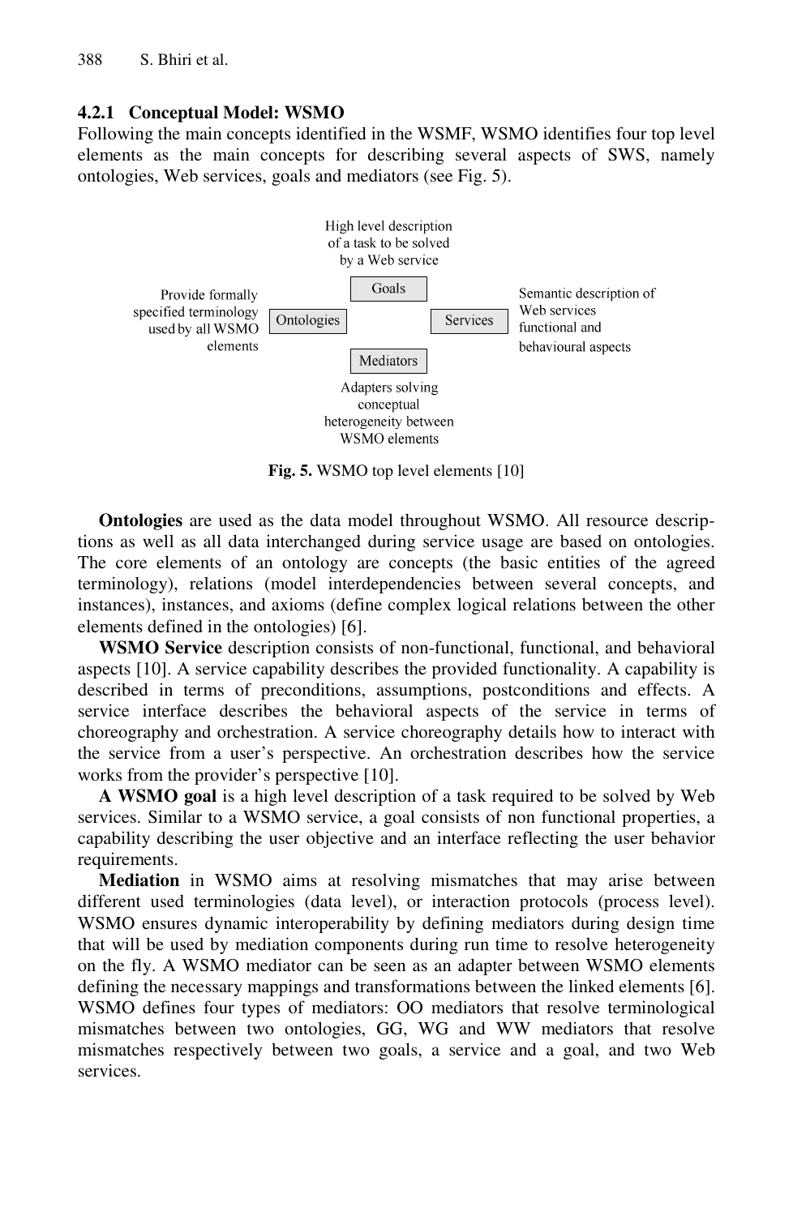### 4.2.1 Conceptual Model: WSMO

Following the main concepts identified in the WSMF, WSMO identifies four top level elements as the main concepts for describing several aspects of SWS, namely ontologies, Web services, goals and mediators (see Fig. 5).

High level description of a task to be solved by a Web service

Goals

Provide formally specified terminology used by all WSMO elements

Ontologies

Services

Semantic description of Web services functional and behavioural aspects

Mediators

Adapters solving conceptual heterogeneity between WSMO elements

**Fig. 5.** WSMO top level elements [10]

**Ontologies** are used as the data model throughout WSMO. All resource descriptions as well as all data interchanged during service usage are based on ontologies. The core elements of an ontology are concepts (the basic entities of the agreed terminology), relations (model interdependencies between several concepts, and instances), instances, and axioms (define complex logical relations between the other elements defined in the ontologies) [6].

**WSMO Service** description consists of non-functional, functional, and behavioral aspects [10]. A service capability describes the provided functionality. A capability is described in terms of preconditions, assumptions, postconditions and effects. A service interface describes the behavioral aspects of the service in terms of choreography and orchestration. A service choreography details how to interact with the service from a user's perspective. An orchestration describes how the service works from the provider's perspective [10].

**A WSMO goal** is a high level description of a task required to be solved by Web services. Similar to a WSMO service, a goal consists of non functional properties, a capability describing the user objective and an interface reflecting the user behavior requirements.

**Mediation** in WSMO aims at resolving mismatches that may arise between different used terminologies (data level), or interaction protocols (process level). WSMO ensures dynamic interoperability by defining mediators during design time that will be used by mediation components during run time to resolve heterogeneity on the fly. A WSMO mediator can be seen as an adapter between WSMO elements defining the necessary mappings and transformations between the linked elements [6]. WSMO defines four types of mediators: OO mediators that resolve terminological mismatches between two ontologies, GG, WG and WW mediators that resolve mismatches respectively between two goals, a service and a goal, and two Web services.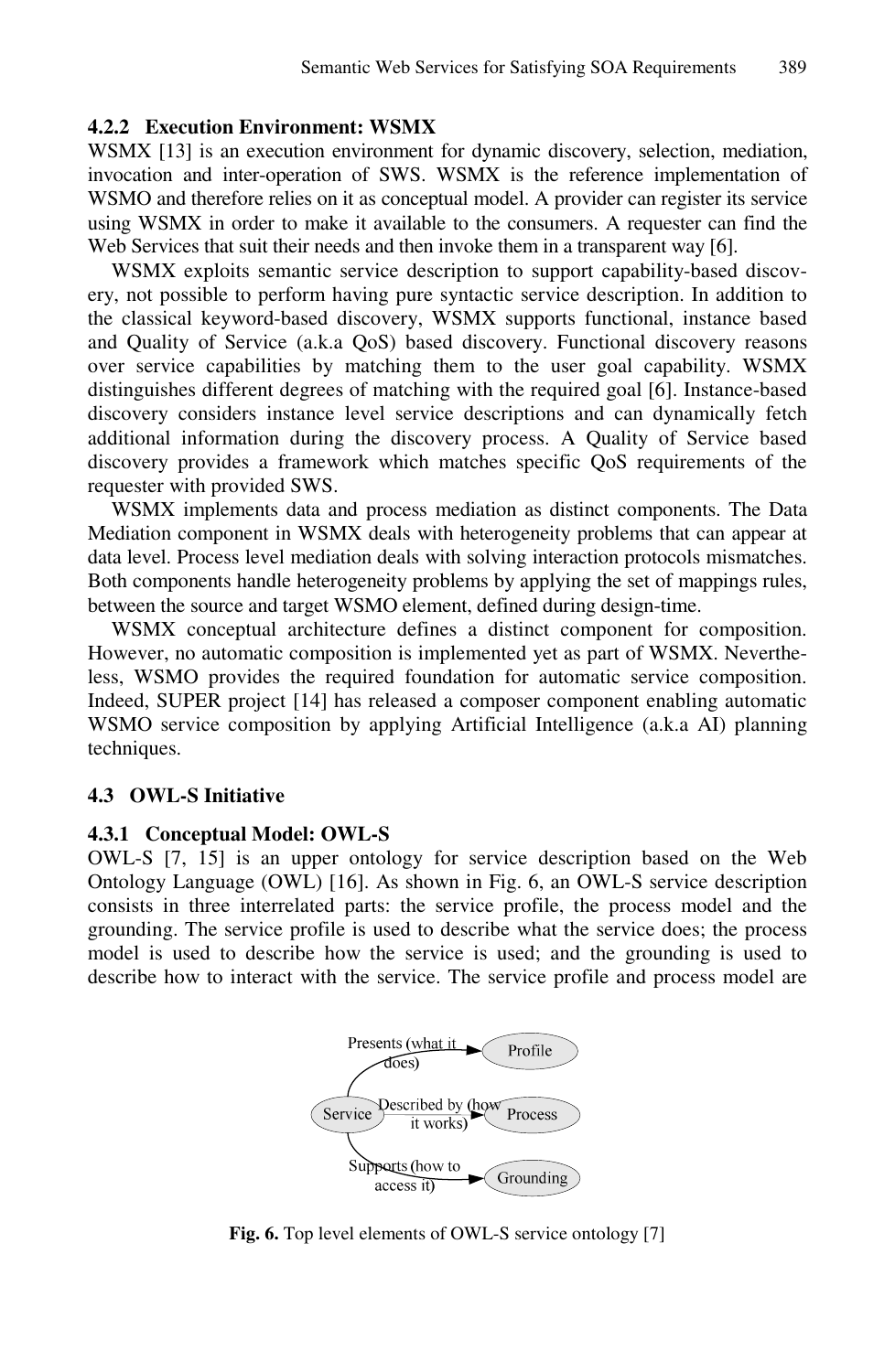#### 4.2.2 Execution Environment: WSMX

WSMX [13] is an execution environment for dynamic discovery, selection, mediation, invocation and inter-operation of SWS. WSMX is the reference implementation of WSMO and therefore relies on it as conceptual model. A provider can register its service using WSMX in order to make it available to the consumers. A requester can find the Web Services that suit their needs and then invoke them in a transparent way [6].

WSMX exploits semantic service description to support capability-based discovery, not possible to perform having pure syntactic service description. In addition to the classical keyword-based discovery, WSMX supports functional, instance based and Quality of Service (a.k.a QoS) based discovery. Functional discovery reasons over service capabilities by matching them to the user goal capability. WSMX distinguishes different degrees of matching with the required goal [6]. Instance-based discovery considers instance level service descriptions and can dynamically fetch additional information during the discovery process. A Quality of Service based discovery provides a framework which matches specific QoS requirements of the requester with provided SWS.

WSMX implements data and process mediation as distinct components. The Data Mediation component in WSMX deals with heterogeneity problems that can appear at data level. Process level mediation deals with solving interaction protocols mismatches. Both components handle heterogeneity problems by applying the set of mappings rules, between the source and target WSMO element, defined during design-time.

WSMX conceptual architecture defines a distinct component for composition. However, no automatic composition is implemented yet as part of WSMX. Nevertheless, WSMO provides the required foundation for automatic service composition. Indeed, SUPER project [14] has released a composer component enabling automatic WSMO service composition by applying Artificial Intelligence (a.k.a AI) planning techniques.

### 4.3 OWL-S Initiative

#### 4.3.1 Conceptual Model: OWL-S

OWL-S [7, 15] is an upper ontology for service description based on the Web Ontology Language (OWL) [16]. As shown in Fig. 6, an OWL-S service description consists in three interrelated parts: the service profile, the process model and the grounding. The service profile is used to describe what the service does; the process model is used to describe how the service is used; and the grounding is used to describe how to interact with the service. The service profile and process model are

**Fig. 6.** Top level elements of OWL-S service ontology [7]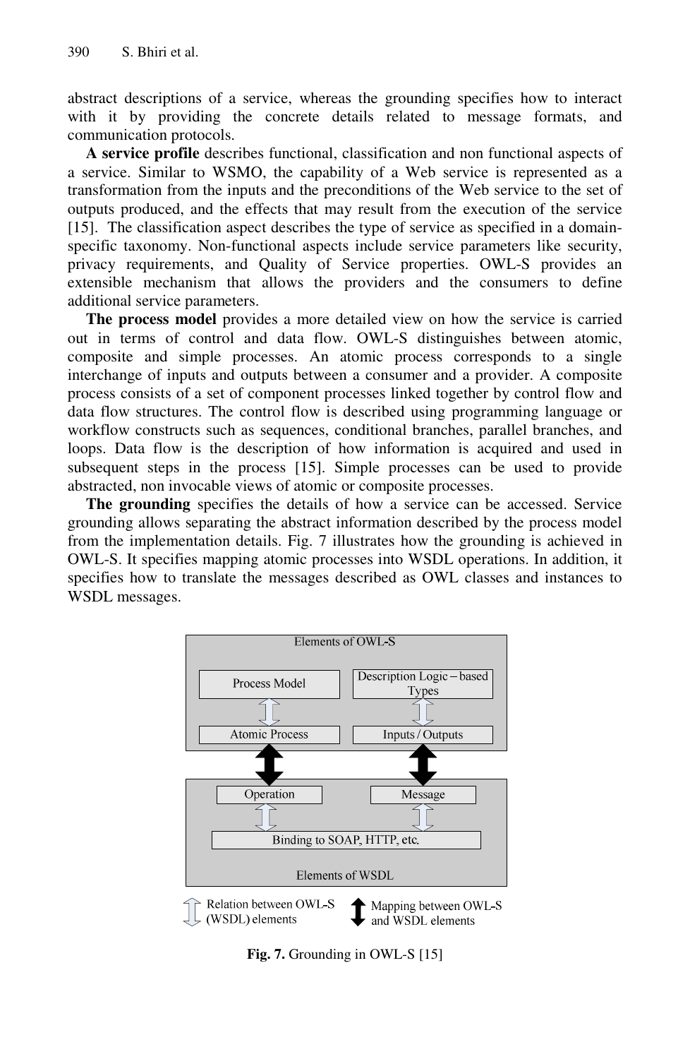abstract descriptions of a service, whereas the grounding specifies how to interact with it by providing the concrete details related to message formats, and communication protocols.

**A service profile** describes functional, classification and non functional aspects of a service. Similar to WSMO, the capability of a Web service is represented as a transformation from the inputs and the preconditions of the Web service to the set of outputs produced, and the effects that may result from the execution of the service [15]. The classification aspect describes the type of service as specified in a domain-specific taxonomy. Non-functional aspects include service parameters like security, privacy requirements, and Quality of Service properties. OWL-S provides an extensible mechanism that allows the providers and the consumers to define additional service parameters.

**The process model** provides a more detailed view on how the service is carried out in terms of control and data flow. OWL-S distinguishes between atomic, composite and simple processes. An atomic process corresponds to a single interchange of inputs and outputs between a consumer and a provider. A composite process consists of a set of component processes linked together by control flow and data flow structures. The control flow is described using programming language or workflow constructs such as sequences, conditional branches, parallel branches, and loops. Data flow is the description of how information is acquired and used in subsequent steps in the process [15]. Simple processes can be used to provide abstracted, non invocable views of atomic or composite processes.

**The grounding** specifies the details of how a service can be accessed. Service grounding allows separating the abstract information described by the process model from the implementation details. Fig. 7 illustrates how the grounding is achieved in OWL-S. It specifies mapping atomic processes into WSDL operations. In addition, it specifies how to translate the messages described as OWL classes and instances to WSDL messages.

Elements of OWL-S

Process Model

Description Logic – based Types

Atomic Process

Inputs / Outputs

Operation

Message

Binding to SOAP, HTTP, etc.

Elements of WSDL

Relation between OWL-S (WSDL) elements

Mapping between OWL-S and WSDL elements

**Fig. 7.** Grounding in OWL-S [15]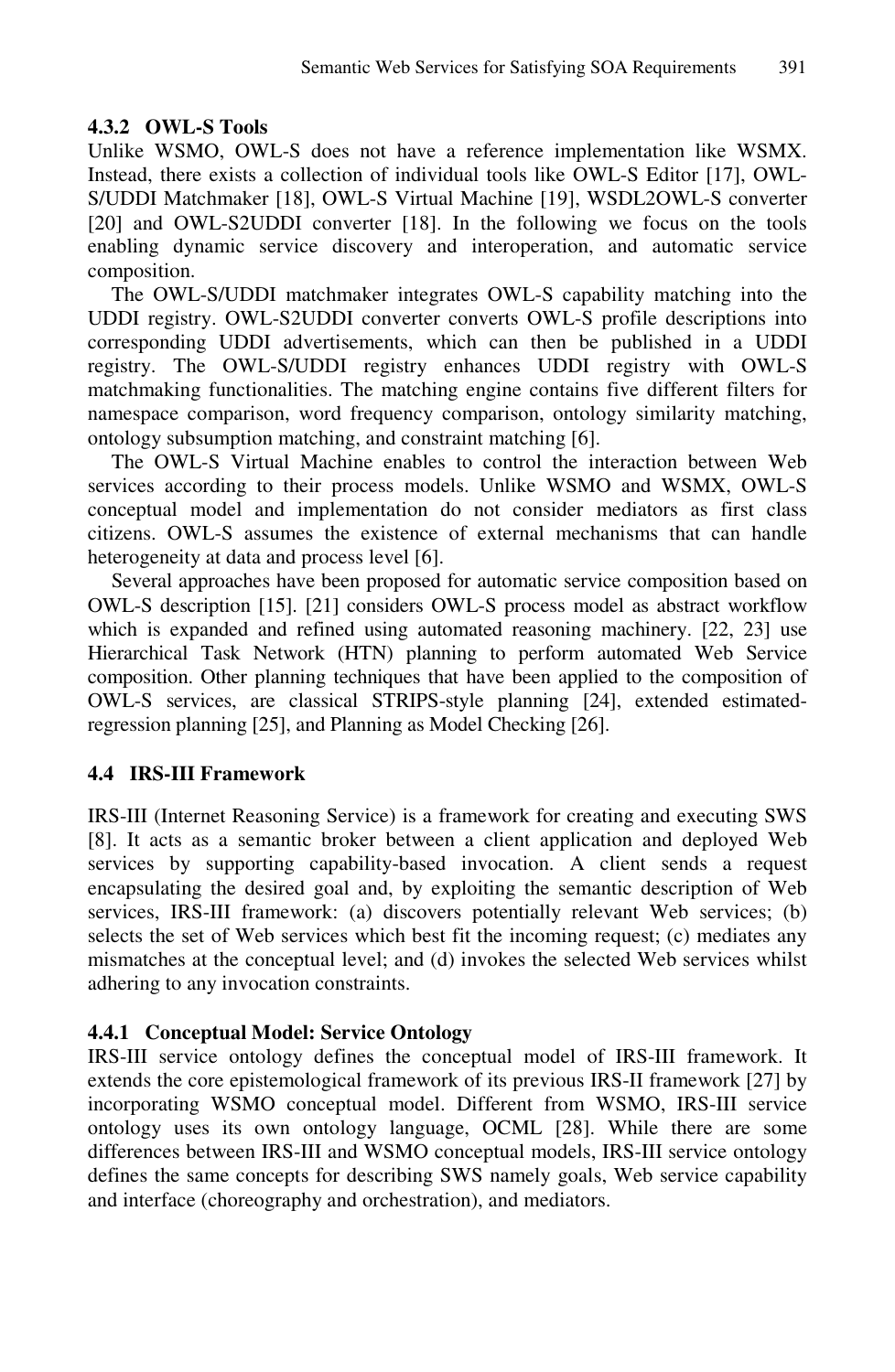#### 4.3.2 OWL-S Tools

Unlike WSMO, OWL-S does not have a reference implementation like WSMX. Instead, there exists a collection of individual tools like OWL-S Editor [17], OWL-S/UDDI Matchmaker [18], OWL-S Virtual Machine [19], WSDL2OWL-S converter [20] and OWL-S2UDDI converter [18]. In the following we focus on the tools enabling dynamic service discovery and interoperation, and automatic service composition.

The OWL-S/UDDI matchmaker integrates OWL-S capability matching into the UDDI registry. OWL-S2UDDI converter converts OWL-S profile descriptions into corresponding UDDI advertisements, which can then be published in a UDDI registry. The OWL-S/UDDI registry enhances UDDI registry with OWL-S matchmaking functionalities. The matching engine contains five different filters for namespace comparison, word frequency comparison, ontology similarity matching, ontology subsumption matching, and constraint matching [6].

The OWL-S Virtual Machine enables to control the interaction between Web services according to their process models. Unlike WSMO and WSMX, OWL-S conceptual model and implementation do not consider mediators as first class citizens. OWL-S assumes the existence of external mechanisms that can handle heterogeneity at data and process level [6].

Several approaches have been proposed for automatic service composition based on OWL-S description [15]. [21] considers OWL-S process model as abstract workflow which is expanded and refined using automated reasoning machinery. [22, 23] use Hierarchical Task Network (HTN) planning to perform automated Web Service composition. Other planning techniques that have been applied to the composition of OWL-S services, are classical STRIPS-style planning [24], extended estimated-regression planning [25], and Planning as Model Checking [26].

### 4.4 IRS-III Framework

IRS-III (Internet Reasoning Service) is a framework for creating and executing SWS [8]. It acts as a semantic broker between a client application and deployed Web services by supporting capability-based invocation. A client sends a request encapsulating the desired goal and, by exploiting the semantic description of Web services, IRS-III framework: (a) discovers potentially relevant Web services; (b) selects the set of Web services which best fit the incoming request; (c) mediates any mismatches at the conceptual level; and (d) invokes the selected Web services whilst adhering to any invocation constraints.

#### 4.4.1 Conceptual Model: Service Ontology

IRS-III service ontology defines the conceptual model of IRS-III framework. It extends the core epistemological framework of its previous IRS-II framework [27] by incorporating WSMO conceptual model. Different from WSMO, IRS-III service ontology uses its own ontology language, OCML [28]. While there are some differences between IRS-III and WSMO conceptual models, IRS-III service ontology defines the same concepts for describing SWS namely goals, Web service capability and interface (choreography and orchestration), and mediators.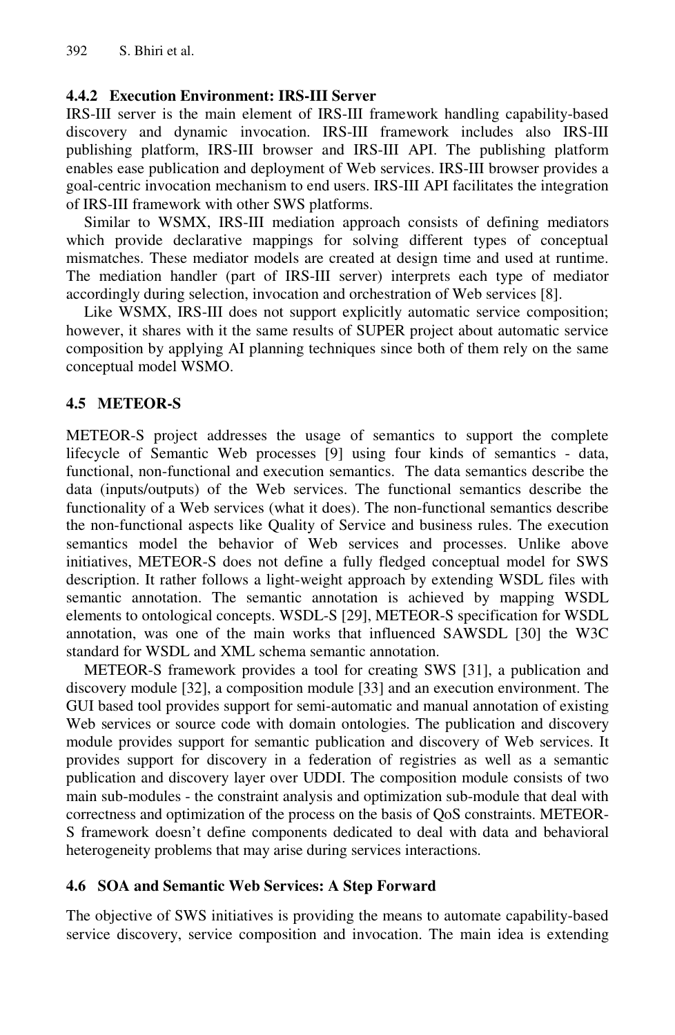#### 4.4.2 Execution Environment: IRS-III Server

IRS-III server is the main element of IRS-III framework handling capability-based discovery and dynamic invocation. IRS-III framework includes also IRS-III publishing platform, IRS-III browser and IRS-III API. The publishing platform enables ease publication and deployment of Web services. IRS-III browser provides a goal-centric invocation mechanism to end users. IRS-III API facilitates the integration of IRS-III framework with other SWS platforms.

Similar to WSMX, IRS-III mediation approach consists of defining mediators which provide declarative mappings for solving different types of conceptual mismatches. These mediator models are created at design time and used at runtime. The mediation handler (part of IRS-III server) interprets each type of mediator accordingly during selection, invocation and orchestration of Web services [8].

Like WSMX, IRS-III does not support explicitly automatic service composition; however, it shares with it the same results of SUPER project about automatic service composition by applying AI planning techniques since both of them rely on the same conceptual model WSMO.

### 4.5 METEOR-S

METEOR-S project addresses the usage of semantics to support the complete lifecycle of Semantic Web processes [9] using four kinds of semantics - data, functional, non-functional and execution semantics. The data semantics describe the data (inputs/outputs) of the Web services. The functional semantics describe the functionality of a Web services (what it does). The non-functional semantics describe the non-functional aspects like Quality of Service and business rules. The execution semantics model the behavior of Web services and processes. Unlike above initiatives, METEOR-S does not define a fully fledged conceptual model for SWS description. It rather follows a light-weight approach by extending WSDL files with semantic annotation. The semantic annotation is achieved by mapping WSDL elements to ontological concepts. WSDL-S [29], METEOR-S specification for WSDL annotation, was one of the main works that influenced SAWSDL [30] the W3C standard for WSDL and XML schema semantic annotation.

METEOR-S framework provides a tool for creating SWS [31], a publication and discovery module [32], a composition module [33] and an execution environment. The GUI based tool provides support for semi-automatic and manual annotation of existing Web services or source code with domain ontologies. The publication and discovery module provides support for semantic publication and discovery of Web services. It provides support for discovery in a federation of registries as well as a semantic publication and discovery layer over UDDI. The composition module consists of two main sub-modules - the constraint analysis and optimization sub-module that deal with correctness and optimization of the process on the basis of QoS constraints. METEOR-S framework doesn't define components dedicated to deal with data and behavioral heterogeneity problems that may arise during services interactions.

### 4.6 SOA and Semantic Web Services: A Step Forward

The objective of SWS initiatives is providing the means to automate capability-based service discovery, service composition and invocation. The main idea is extending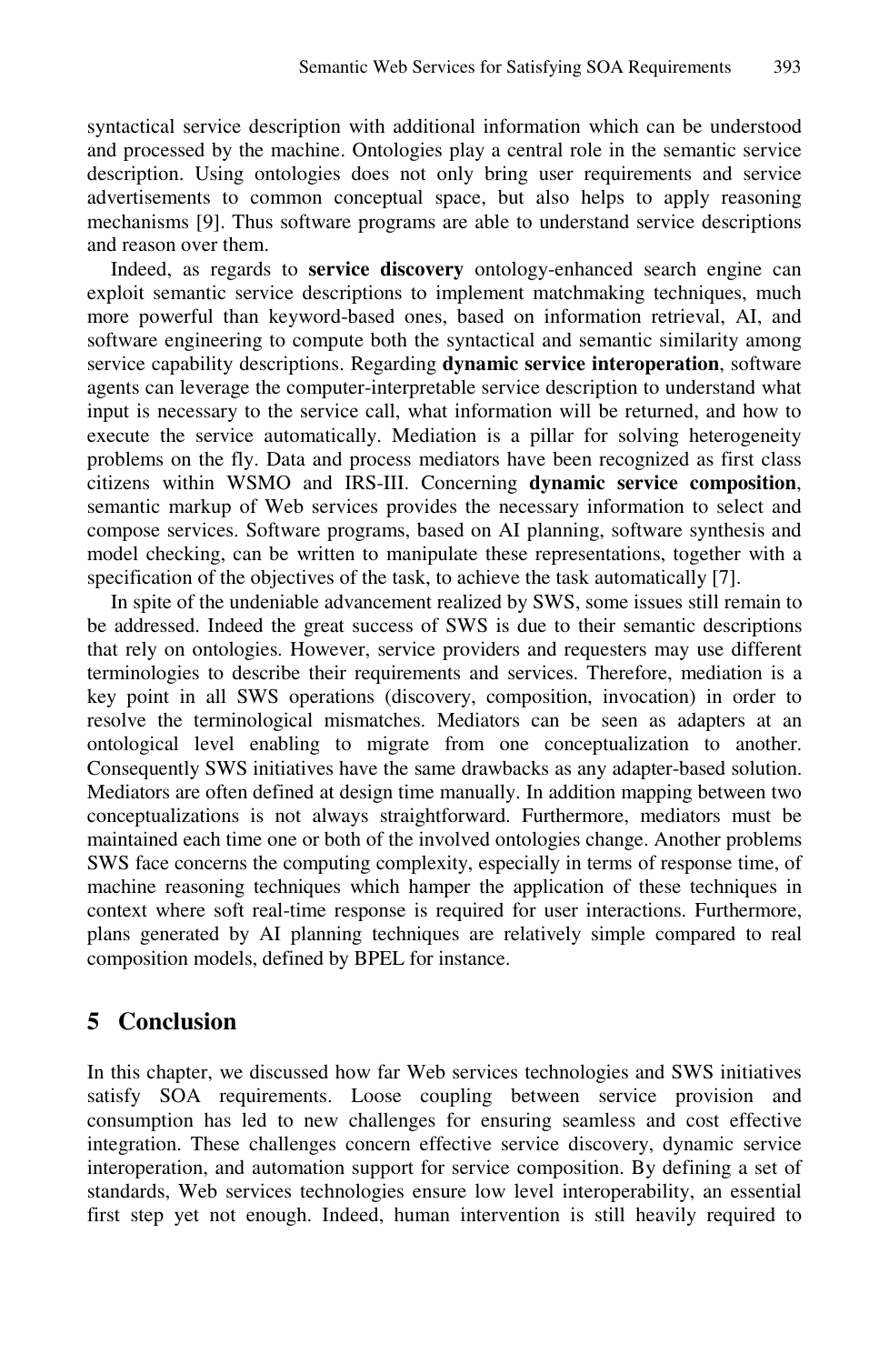syntactical service description with additional information which can be understood and processed by the machine. Ontologies play a central role in the semantic service description. Using ontologies does not only bring user requirements and service advertisements to common conceptual space, but also helps to apply reasoning mechanisms [9]. Thus software programs are able to understand service descriptions and reason over them.

Indeed, as regards to **service discovery** ontology-enhanced search engine can exploit semantic service descriptions to implement matchmaking techniques, much more powerful than keyword-based ones, based on information retrieval, AI, and software engineering to compute both the syntactical and semantic similarity among service capability descriptions. Regarding **dynamic service interoperation**, software agents can leverage the computer-interpretable service description to understand what input is necessary to the service call, what information will be returned, and how to execute the service automatically. Mediation is a pillar for solving heterogeneity problems on the fly. Data and process mediators have been recognized as first class citizens within WSMO and IRS-III. Concerning **dynamic service composition**, semantic markup of Web services provides the necessary information to select and compose services. Software programs, based on AI planning, software synthesis and model checking, can be written to manipulate these representations, together with a specification of the objectives of the task, to achieve the task automatically [7].

In spite of the undeniable advancement realized by SWS, some issues still remain to be addressed. Indeed the great success of SWS is due to their semantic descriptions that rely on ontologies. However, service providers and requesters may use different terminologies to describe their requirements and services. Therefore, mediation is a key point in all SWS operations (discovery, composition, invocation) in order to resolve the terminological mismatches. Mediators can be seen as adapters at an ontological level enabling to migrate from one conceptualization to another. Consequently SWS initiatives have the same drawbacks as any adapter-based solution. Mediators are often defined at design time manually. In addition mapping between two conceptualizations is not always straightforward. Furthermore, mediators must be maintained each time one or both of the involved ontologies change. Another problems SWS face concerns the computing complexity, especially in terms of response time, of machine reasoning techniques which hamper the application of these techniques in context where soft real-time response is required for user interactions. Furthermore, plans generated by AI planning techniques are relatively simple compared to real composition models, defined by BPEL for instance.

## 5 Conclusion

In this chapter, we discussed how far Web services technologies and SWS initiatives satisfy SOA requirements. Loose coupling between service provision and consumption has led to new challenges for ensuring seamless and cost effective integration. These challenges concern effective service discovery, dynamic service interoperation, and automation support for service composition. By defining a set of standards, Web services technologies ensure low level interoperability, an essential first step yet not enough. Indeed, human intervention is still heavily required to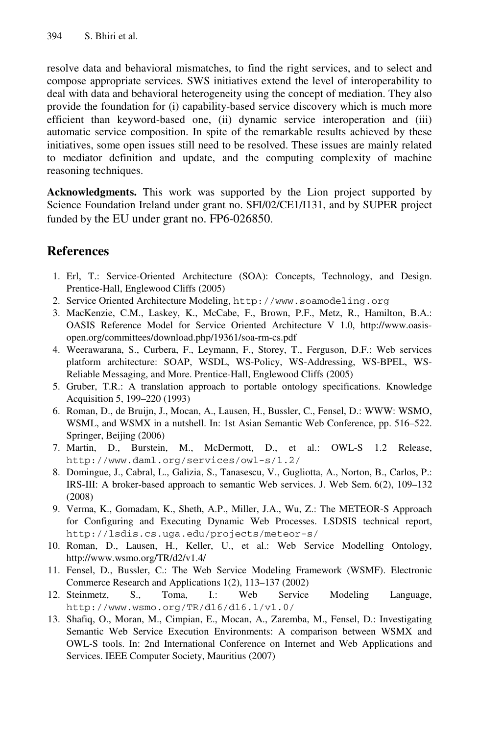resolve data and behavioral mismatches, to find the right services, and to select and compose appropriate services. SWS initiatives extend the level of interoperability to deal with data and behavioral heterogeneity using the concept of mediation. They also provide the foundation for (i) capability-based service discovery which is much more efficient than keyword-based one, (ii) dynamic service interoperation and (iii) automatic service composition. In spite of the remarkable results achieved by these initiatives, some open issues still need to be resolved. These issues are mainly related to mediator definition and update, and the computing complexity of machine reasoning techniques.

**Acknowledgments.** This work was supported by the Lion project supported by Science Foundation Ireland under grant no. SFI/02/CE1/I131, and by SUPER project funded by the EU under grant no. FP6-026850.

## References

1. Erl, T.: Service-Oriented Architecture (SOA): Concepts, Technology, and Design. Prentice-Hall, Englewood Cliffs (2005)
2. Service Oriented Architecture Modeling, http://www.soamodeling.org
3. MacKenzie, C.M., Laskey, K., McCabe, F., Brown, P.F., Metz, R., Hamilton, B.A.: OASIS Reference Model for Service Oriented Architecture V 1.0, http://www.oasis-open.org/committees/download.php/19361/soa-rm-cs.pdf
4. Weerawarana, S., Curbera, F., Leymann, F., Storey, T., Ferguson, D.F.: Web services platform architecture: SOAP, WSDL, WS-Policy, WS-Addressing, WS-BPEL, WS-Reliable Messaging, and More. Prentice-Hall, Englewood Cliffs (2005)
5. Gruber, T.R.: A translation approach to portable ontology specifications. Knowledge Acquisition 5, 199–220 (1993)
6. Roman, D., de Bruijn, J., Mocan, A., Lausen, H., Bussler, C., Fensel, D.: WWW: WSMO, WSML, and WSMX in a nutshell. In: 1st Asian Semantic Web Conference, pp. 516–522. Springer, Beijing (2006)
7. Martin, D., Burstein, M., McDermott, D., et al.: OWL-S 1.2 Release, http://www.daml.org/services/owl-s/1.2/
8. Domingue, J., Cabral, L., Galizia, S., Tanasescu, V., Gugliotta, A., Norton, B., Carlos, P.: IRS-III: A broker-based approach to semantic Web services. J. Web Sem. 6(2), 109–132 (2008)
9. Verma, K., Gomadam, K., Sheth, A.P., Miller, J.A., Wu, Z.: The METEOR-S Approach for Configuring and Executing Dynamic Web Processes. LSDSIS technical report, http://lsdis.cs.uga.edu/projects/meteor-s/
10. Roman, D., Lausen, H., Keller, U., et al.: Web Service Modelling Ontology, http://www.wsmo.org/TR/d2/v1.4/
11. Fensel, D., Bussler, C.: The Web Service Modeling Framework (WSMF). Electronic Commerce Research and Applications 1(2), 113–137 (2002)
12. Steinmetz, S., Toma, I.: Web Service Modeling Language, http://www.wsmo.org/TR/d16/d16.1/v1.0/
13. Shafiq, O., Moran, M., Cimpian, E., Mocan, A., Zaremba, M., Fensel, D.: Investigating Semantic Web Service Execution Environments: A comparison between WSMX and OWL-S tools. In: 2nd International Conference on Internet and Web Applications and Services. IEEE Computer Society, Mauritius (2007)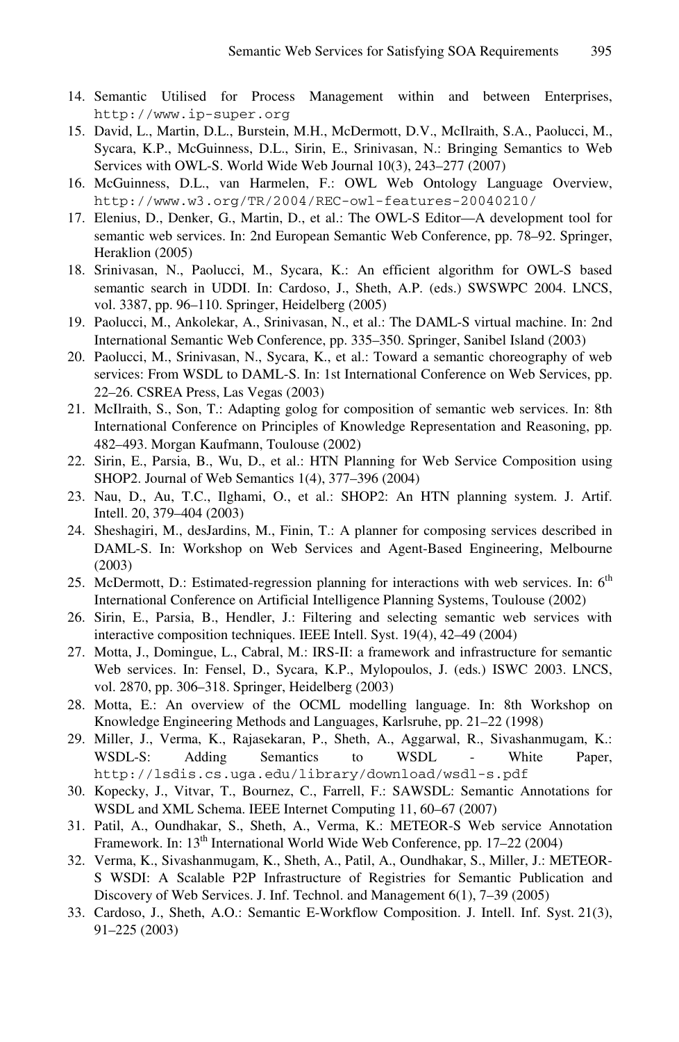14. Semantic Utilised for Process Management within and between Enterprises, http://www.ip-super.org
15. David, L., Martin, D.L., Burstein, M.H., McDermott, D.V., McIlraith, S.A., Paolucci, M., Sycara, K.P., McGuinness, D.L., Sirin, E., Srinivasan, N.: Bringing Semantics to Web Services with OWL-S. World Wide Web Journal 10(3), 243–277 (2007)
16. McGuinness, D.L., van Harmelen, F.: OWL Web Ontology Language Overview, http://www.w3.org/TR/2004/REC-owl-features-20040210/
17. Elenius, D., Denker, G., Martin, D., et al.: The OWL-S Editor—A development tool for semantic web services. In: 2nd European Semantic Web Conference, pp. 78–92. Springer, Heraklion (2005)
18. Srinivasan, N., Paolucci, M., Sycara, K.: An efficient algorithm for OWL-S based semantic search in UDDI. In: Cardoso, J., Sheth, A.P. (eds.) SWSWPC 2004. LNCS, vol. 3387, pp. 96–110. Springer, Heidelberg (2005)
19. Paolucci, M., Ankolekar, A., Srinivasan, N., et al.: The DAML-S virtual machine. In: 2nd International Semantic Web Conference, pp. 335–350. Springer, Sanibel Island (2003)
20. Paolucci, M., Srinivasan, N., Sycara, K., et al.: Toward a semantic choreography of web services: From WSDL to DAML-S. In: 1st International Conference on Web Services, pp. 22–26. CSREA Press, Las Vegas (2003)
21. McIlraith, S., Son, T.: Adapting golog for composition of semantic web services. In: 8th International Conference on Principles of Knowledge Representation and Reasoning, pp. 482–493. Morgan Kaufmann, Toulouse (2002)
22. Sirin, E., Parsia, B., Wu, D., et al.: HTN Planning for Web Service Composition using SHOP2. Journal of Web Semantics 1(4), 377–396 (2004)
23. Nau, D., Au, T.C., Ilghami, O., et al.: SHOP2: An HTN planning system. J. Artif. Intell. 20, 379–404 (2003)
24. Sheshagiri, M., desJardins, M., Finin, T.: A planner for composing services described in DAML-S. In: Workshop on Web Services and Agent-Based Engineering, Melbourne (2003)
25. McDermott, D.: Estimated-regression planning for interactions with web services. In: 6th International Conference on Artificial Intelligence Planning Systems, Toulouse (2002)
26. Sirin, E., Parsia, B., Hendler, J.: Filtering and selecting semantic web services with interactive composition techniques. IEEE Intell. Syst. 19(4), 42–49 (2004)
27. Motta, J., Domingue, L., Cabral, M.: IRS-II: a framework and infrastructure for semantic Web services. In: Fensel, D., Sycara, K.P., Mylopoulos, J. (eds.) ISWC 2003. LNCS, vol. 2870, pp. 306–318. Springer, Heidelberg (2003)
28. Motta, E.: An overview of the OCML modelling language. In: 8th Workshop on Knowledge Engineering Methods and Languages, Karlsruhe, pp. 21–22 (1998)
29. Miller, J., Verma, K., Rajasekaran, P., Sheth, A., Aggarwal, R., Sivashanmugam, K.: WSDL-S: Adding Semantics to WSDL - White Paper, http://lsdis.cs.uga.edu/library/download/wsdl-s.pdf
30. Kopecky, J., Vitvar, T., Bournez, C., Farrell, F.: SAWSDL: Semantic Annotations for WSDL and XML Schema. IEEE Internet Computing 11, 60–67 (2007)
31. Patil, A., Oundhakar, S., Sheth, A., Verma, K.: METEOR-S Web service Annotation Framework. In: 13th International World Wide Web Conference, pp. 17–22 (2004)
32. Verma, K., Sivashanmugam, K., Sheth, A., Patil, A., Oundhakar, S., Miller, J.: METEOR-S WSDI: A Scalable P2P Infrastructure of Registries for Semantic Publication and Discovery of Web Services. J. Inf. Technol. and Management 6(1), 7–39 (2005)
33. Cardoso, J., Sheth, A.O.: Semantic E-Workflow Composition. J. Intell. Inf. Syst. 21(3), 91–225 (2003)